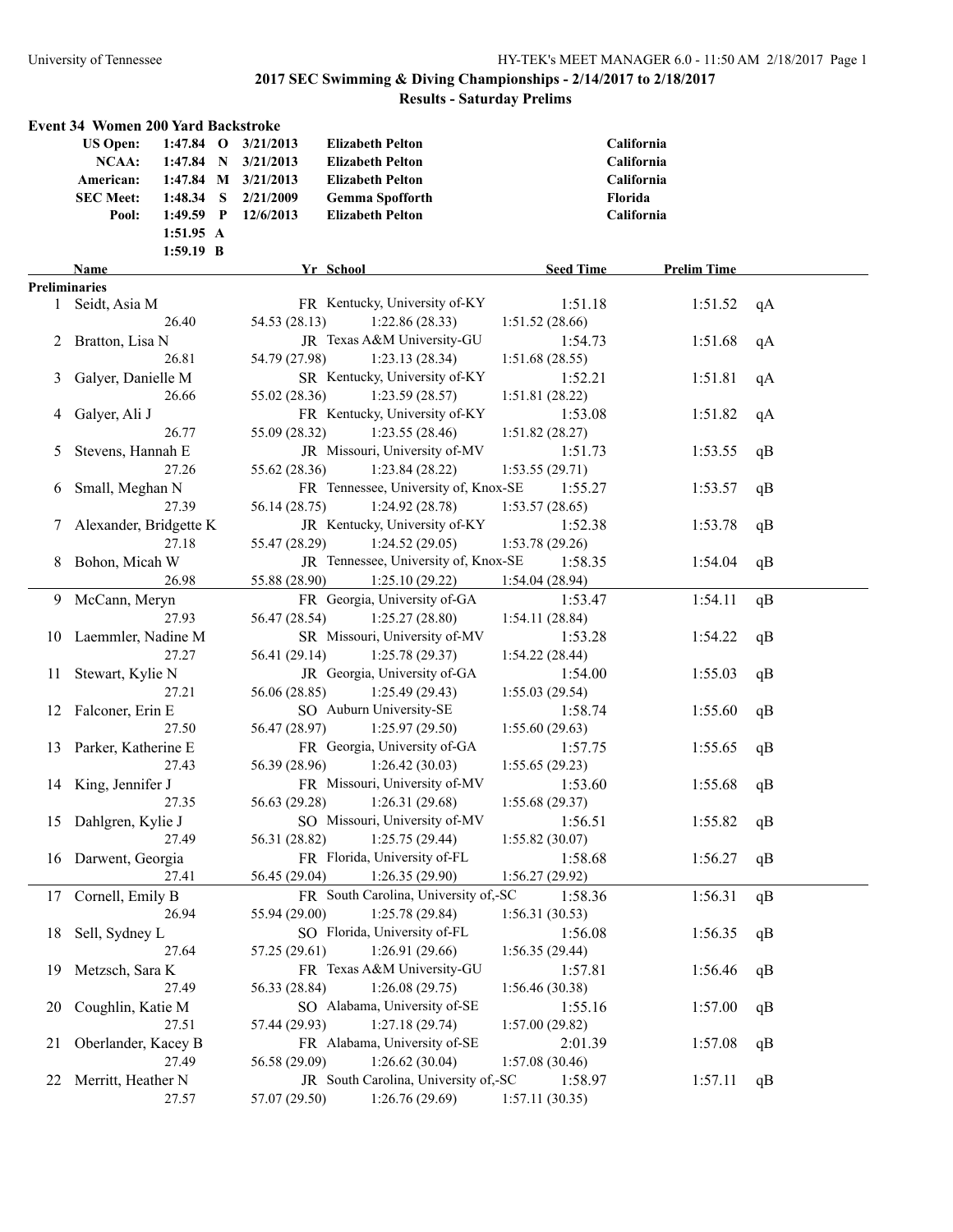## 2017 SEC Swimming & Diving Championships - 2/14/2017 to 2/18/2017

### Results - Saturday Prelims

### Event 34 Women 200 Yard Backstroke

| | | | | | |
|---|---|---|---|---|---|
| US Open: | 1:47.84 | O | 3/21/2013 | Elizabeth Pelton | California |
| NCAA: | 1:47.84 | N | 3/21/2013 | Elizabeth Pelton | California |
| American: | 1:47.84 | M | 3/21/2013 | Elizabeth Pelton | California |
| SEC Meet: | 1:48.34 | S | 2/21/2009 | Gemma Spofforth | Florida |
| Pool: | 1:49.59 | P | 12/6/2013 | Elizabeth Pelton | California |
| | 1:51.95 | A | | | |
| | 1:59.19 | B | | | |

**Preliminaries**

| | Name | Yr | School | Seed Time | Prelim Time | |
|---|---|---|---|---|---|---|
| 1 | Seidt, Asia M | FR | Kentucky, University of-KY | 1:51.18 | 1:51.52 | qA |
| | 26.40 | 54.53 (28.13) | 1:22.86 (28.33) | 1:51.52 (28.66) | | |
| 2 | Bratton, Lisa N | JR | Texas A&M University-GU | 1:54.73 | 1:51.68 | qA |
| | 26.81 | 54.79 (27.98) | 1:23.13 (28.34) | 1:51.68 (28.55) | | |
| 3 | Galyer, Danielle M | SR | Kentucky, University of-KY | 1:52.21 | 1:51.81 | qA |
| | 26.66 | 55.02 (28.36) | 1:23.59 (28.57) | 1:51.81 (28.22) | | |
| 4 | Galyer, Ali J | FR | Kentucky, University of-KY | 1:53.08 | 1:51.82 | qA |
| | 26.77 | 55.09 (28.32) | 1:23.55 (28.46) | 1:51.82 (28.27) | | |
| 5 | Stevens, Hannah E | JR | Missouri, University of-MV | 1:51.73 | 1:53.55 | qB |
| | 27.26 | 55.62 (28.36) | 1:23.84 (28.22) | 1:53.55 (29.71) | | |
| 6 | Small, Meghan N | FR | Tennessee, University of, Knox-SE | 1:55.27 | 1:53.57 | qB |
| | 27.39 | 56.14 (28.75) | 1:24.92 (28.78) | 1:53.57 (28.65) | | |
| 7 | Alexander, Bridgette K | JR | Kentucky, University of-KY | 1:52.38 | 1:53.78 | qB |
| | 27.18 | 55.47 (28.29) | 1:24.52 (29.05) | 1:53.78 (29.26) | | |
| 8 | Bohon, Micah W | JR | Tennessee, University of, Knox-SE | 1:58.35 | 1:54.04 | qB |
| | 26.98 | 55.88 (28.90) | 1:25.10 (29.22) | 1:54.04 (28.94) | | |
| 9 | McCann, Meryn | FR | Georgia, University of-GA | 1:53.47 | 1:54.11 | qB |
| | 27.93 | 56.47 (28.54) | 1:25.27 (28.80) | 1:54.11 (28.84) | | |
| 10 | Laemmler, Nadine M | SR | Missouri, University of-MV | 1:53.28 | 1:54.22 | qB |
| | 27.27 | 56.41 (29.14) | 1:25.78 (29.37) | 1:54.22 (28.44) | | |
| 11 | Stewart, Kylie N | JR | Georgia, University of-GA | 1:54.00 | 1:55.03 | qB |
| | 27.21 | 56.06 (28.85) | 1:25.49 (29.43) | 1:55.03 (29.54) | | |
| 12 | Falconer, Erin E | SO | Auburn University-SE | 1:58.74 | 1:55.60 | qB |
| | 27.50 | 56.47 (28.97) | 1:25.97 (29.50) | 1:55.60 (29.63) | | |
| 13 | Parker, Katherine E | FR | Georgia, University of-GA | 1:57.75 | 1:55.65 | qB |
| | 27.43 | 56.39 (28.96) | 1:26.42 (30.03) | 1:55.65 (29.23) | | |
| 14 | King, Jennifer J | FR | Missouri, University of-MV | 1:53.60 | 1:55.68 | qB |
| | 27.35 | 56.63 (29.28) | 1:26.31 (29.68) | 1:55.68 (29.37) | | |
| 15 | Dahlgren, Kylie J | SO | Missouri, University of-MV | 1:56.51 | 1:55.82 | qB |
| | 27.49 | 56.31 (28.82) | 1:25.75 (29.44) | 1:55.82 (30.07) | | |
| 16 | Darwent, Georgia | FR | Florida, University of-FL | 1:58.68 | 1:56.27 | qB |
| | 27.41 | 56.45 (29.04) | 1:26.35 (29.90) | 1:56.27 (29.92) | | |
| 17 | Cornell, Emily B | FR | South Carolina, University of,-SC | 1:58.36 | 1:56.31 | qB |
| | 26.94 | 55.94 (29.00) | 1:25.78 (29.84) | 1:56.31 (30.53) | | |
| 18 | Sell, Sydney L | SO | Florida, University of-FL | 1:56.08 | 1:56.35 | qB |
| | 27.64 | 57.25 (29.61) | 1:26.91 (29.66) | 1:56.35 (29.44) | | |
| 19 | Metzsch, Sara K | FR | Texas A&M University-GU | 1:57.81 | 1:56.46 | qB |
| | 27.49 | 56.33 (28.84) | 1:26.08 (29.75) | 1:56.46 (30.38) | | |
| 20 | Coughlin, Katie M | SO | Alabama, University of-SE | 1:55.16 | 1:57.00 | qB |
| | 27.51 | 57.44 (29.93) | 1:27.18 (29.74) | 1:57.00 (29.82) | | |
| 21 | Oberlander, Kacey B | FR | Alabama, University of-SE | 2:01.39 | 1:57.08 | qB |
| | 27.49 | 56.58 (29.09) | 1:26.62 (30.04) | 1:57.08 (30.46) | | |
| 22 | Merritt, Heather N | JR | South Carolina, University of,-SC | 1:58.97 | 1:57.11 | qB |
| | 27.57 | 57.07 (29.50) | 1:26.76 (29.69) | 1:57.11 (30.35) | | |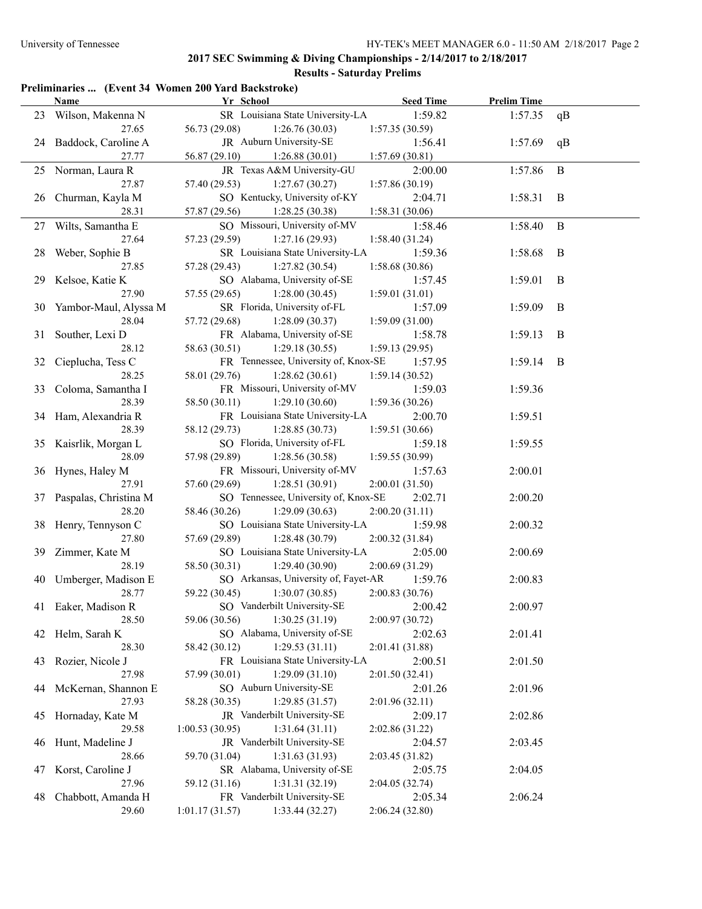## 2017 SEC Swimming & Diving Championships - 2/14/2017 to 2/18/2017

### Results - Saturday Prelims

**Preliminaries ... (Event 34 Women 200 Yard Backstroke)**

| | Name | Yr | School | Seed Time | Prelim Time | |
|---|---|---|---|---|---|---|
| 23 | Wilson, Makenna N | SR | Louisiana State University-LA | 1:59.82 | 1:57.35 | qB |
| | 27.65 | 56.73 (29.08) | 1:26.76 (30.03) | 1:57.35 (30.59) | | |
| 24 | Baddock, Caroline A | JR | Auburn University-SE | 1:56.41 | 1:57.69 | qB |
| | 27.77 | 56.87 (29.10) | 1:26.88 (30.01) | 1:57.69 (30.81) | | |
| 25 | Norman, Laura R | JR | Texas A&M University-GU | 2:00.00 | 1:57.86 | B |
| | 27.87 | 57.40 (29.53) | 1:27.67 (30.27) | 1:57.86 (30.19) | | |
| 26 | Churman, Kayla M | SO | Kentucky, University of-KY | 2:04.71 | 1:58.31 | B |
| | 28.31 | 57.87 (29.56) | 1:28.25 (30.38) | 1:58.31 (30.06) | | |
| 27 | Wilts, Samantha E | SO | Missouri, University of-MV | 1:58.46 | 1:58.40 | B |
| | 27.64 | 57.23 (29.59) | 1:27.16 (29.93) | 1:58.40 (31.24) | | |
| 28 | Weber, Sophie B | SR | Louisiana State University-LA | 1:59.36 | 1:58.68 | B |
| | 27.85 | 57.28 (29.43) | 1:27.82 (30.54) | 1:58.68 (30.86) | | |
| 29 | Kelsoe, Katie K | SO | Alabama, University of-SE | 1:57.45 | 1:59.01 | B |
| | 27.90 | 57.55 (29.65) | 1:28.00 (30.45) | 1:59.01 (31.01) | | |
| 30 | Yambor-Maul, Alyssa M | SR | Florida, University of-FL | 1:57.09 | 1:59.09 | B |
| | 28.04 | 57.72 (29.68) | 1:28.09 (30.37) | 1:59.09 (31.00) | | |
| 31 | Souther, Lexi D | FR | Alabama, University of-SE | 1:58.78 | 1:59.13 | B |
| | 28.12 | 58.63 (30.51) | 1:29.18 (30.55) | 1:59.13 (29.95) | | |
| 32 | Cieplucha, Tess C | FR | Tennessee, University of, Knox-SE | 1:57.95 | 1:59.14 | B |
| | 28.25 | 58.01 (29.76) | 1:28.62 (30.61) | 1:59.14 (30.52) | | |
| 33 | Coloma, Samantha I | FR | Missouri, University of-MV | 1:59.03 | 1:59.36 | |
| | 28.39 | 58.50 (30.11) | 1:29.10 (30.60) | 1:59.36 (30.26) | | |
| 34 | Ham, Alexandria R | FR | Louisiana State University-LA | 2:00.70 | 1:59.51 | |
| | 28.39 | 58.12 (29.73) | 1:28.85 (30.73) | 1:59.51 (30.66) | | |
| 35 | Kaisrlik, Morgan L | SO | Florida, University of-FL | 1:59.18 | 1:59.55 | |
| | 28.09 | 57.98 (29.89) | 1:28.56 (30.58) | 1:59.55 (30.99) | | |
| 36 | Hynes, Haley M | FR | Missouri, University of-MV | 1:57.63 | 2:00.01 | |
| | 27.91 | 57.60 (29.69) | 1:28.51 (30.91) | 2:00.01 (31.50) | | |
| 37 | Paspalas, Christina M | SO | Tennessee, University of, Knox-SE | 2:02.71 | 2:00.20 | |
| | 28.20 | 58.46 (30.26) | 1:29.09 (30.63) | 2:00.20 (31.11) | | |
| 38 | Henry, Tennyson C | SO | Louisiana State University-LA | 1:59.98 | 2:00.32 | |
| | 27.80 | 57.69 (29.89) | 1:28.48 (30.79) | 2:00.32 (31.84) | | |
| 39 | Zimmer, Kate M | SO | Louisiana State University-LA | 2:05.00 | 2:00.69 | |
| | 28.19 | 58.50 (30.31) | 1:29.40 (30.90) | 2:00.69 (31.29) | | |
| 40 | Umberger, Madison E | SO | Arkansas, University of, Fayet-AR | 1:59.76 | 2:00.83 | |
| | 28.77 | 59.22 (30.45) | 1:30.07 (30.85) | 2:00.83 (30.76) | | |
| 41 | Eaker, Madison R | SO | Vanderbilt University-SE | 2:00.42 | 2:00.97 | |
| | 28.50 | 59.06 (30.56) | 1:30.25 (31.19) | 2:00.97 (30.72) | | |
| 42 | Helm, Sarah K | SO | Alabama, University of-SE | 2:02.63 | 2:01.41 | |
| | 28.30 | 58.42 (30.12) | 1:29.53 (31.11) | 2:01.41 (31.88) | | |
| 43 | Rozier, Nicole J | FR | Louisiana State University-LA | 2:00.51 | 2:01.50 | |
| | 27.98 | 57.99 (30.01) | 1:29.09 (31.10) | 2:01.50 (32.41) | | |
| 44 | McKernan, Shannon E | SO | Auburn University-SE | 2:01.26 | 2:01.96 | |
| | 27.93 | 58.28 (30.35) | 1:29.85 (31.57) | 2:01.96 (32.11) | | |
| 45 | Hornaday, Kate M | JR | Vanderbilt University-SE | 2:09.17 | 2:02.86 | |
| | 29.58 | 1:00.53 (30.95) | 1:31.64 (31.11) | 2:02.86 (31.22) | | |
| 46 | Hunt, Madeline J | JR | Vanderbilt University-SE | 2:04.57 | 2:03.45 | |
| | 28.66 | 59.70 (31.04) | 1:31.63 (31.93) | 2:03.45 (31.82) | | |
| 47 | Korst, Caroline J | SR | Alabama, University of-SE | 2:05.75 | 2:04.05 | |
| | 27.96 | 59.12 (31.16) | 1:31.31 (32.19) | 2:04.05 (32.74) | | |
| 48 | Chabbott, Amanda H | FR | Vanderbilt University-SE | 2:05.34 | 2:06.24 | |
| | 29.60 | 1:01.17 (31.57) | 1:33.44 (32.27) | 2:06.24 (32.80) | | |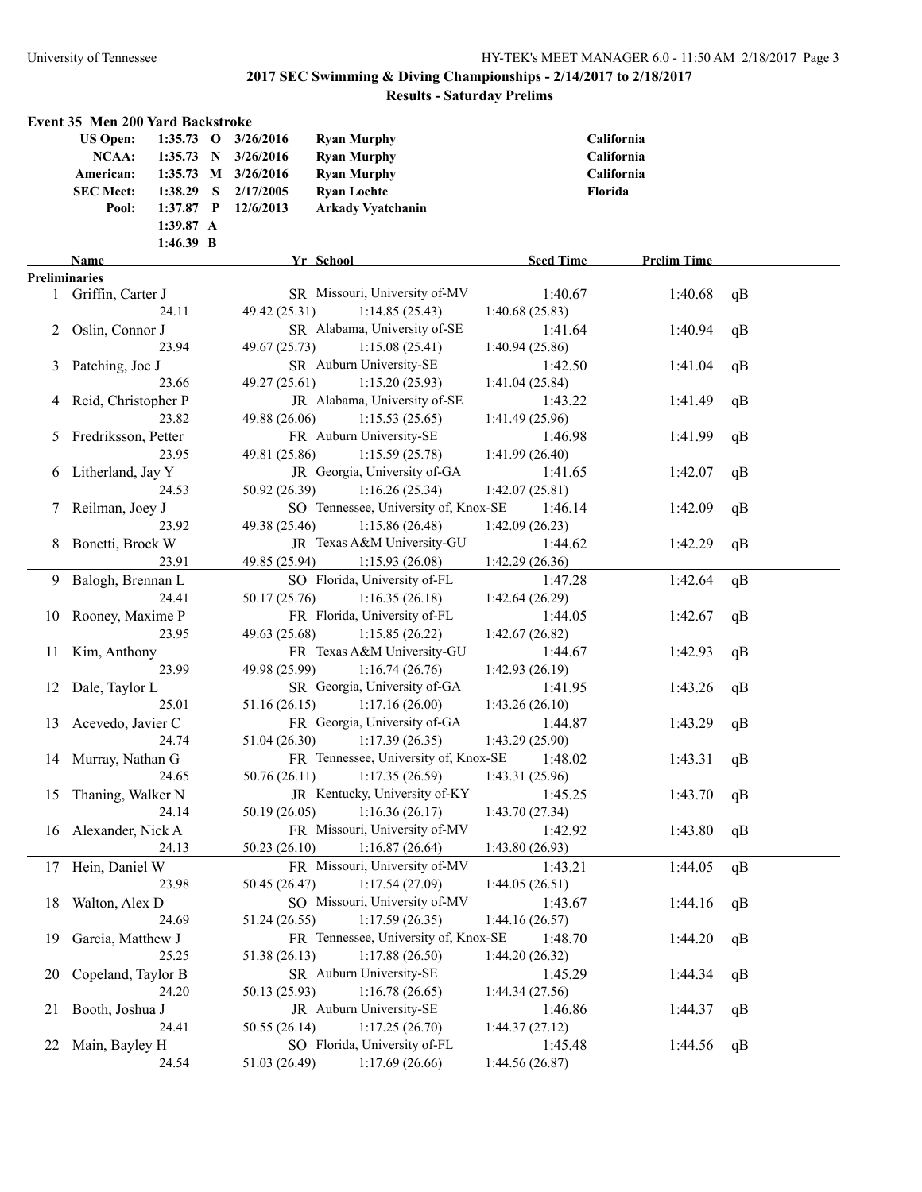## 2017 SEC Swimming & Diving Championships - 2/14/2017 to 2/18/2017

### Results - Saturday Prelims

### Event 35 Men 200 Yard Backstroke

| | | | | | |
|---|---|---|---|---|---|
| US Open: | 1:35.73 | O | 3/26/2016 | Ryan Murphy | California |
| NCAA: | 1:35.73 | N | 3/26/2016 | Ryan Murphy | California |
| American: | 1:35.73 | M | 3/26/2016 | Ryan Murphy | California |
| SEC Meet: | 1:38.29 | S | 2/17/2005 | Ryan Lochte | Florida |
| Pool: | 1:37.87 | P | 12/6/2013 | Arkady Vyatchanin | |
| | 1:39.87 | A | | | |
| | 1:46.39 | B | | | |

**Preliminaries**

| | Name | Yr | School | Seed Time | Prelim Time | |
|---|---|---|---|---|---|---|
| 1 | Griffin, Carter J | SR | Missouri, University of-MV | 1:40.67 | 1:40.68 | qB |
| | 24.11 | 49.42 (25.31) | 1:14.85 (25.43) | 1:40.68 (25.83) | | |
| 2 | Oslin, Connor J | SR | Alabama, University of-SE | 1:41.64 | 1:40.94 | qB |
| | 23.94 | 49.67 (25.73) | 1:15.08 (25.41) | 1:40.94 (25.86) | | |
| 3 | Patching, Joe J | SR | Auburn University-SE | 1:42.50 | 1:41.04 | qB |
| | 23.66 | 49.27 (25.61) | 1:15.20 (25.93) | 1:41.04 (25.84) | | |
| 4 | Reid, Christopher P | JR | Alabama, University of-SE | 1:43.22 | 1:41.49 | qB |
| | 23.82 | 49.88 (26.06) | 1:15.53 (25.65) | 1:41.49 (25.96) | | |
| 5 | Fredriksson, Petter | FR | Auburn University-SE | 1:46.98 | 1:41.99 | qB |
| | 23.95 | 49.81 (25.86) | 1:15.59 (25.78) | 1:41.99 (26.40) | | |
| 6 | Litherland, Jay Y | JR | Georgia, University of-GA | 1:41.65 | 1:42.07 | qB |
| | 24.53 | 50.92 (26.39) | 1:16.26 (25.34) | 1:42.07 (25.81) | | |
| 7 | Reilman, Joey J | SO | Tennessee, University of, Knox-SE | 1:46.14 | 1:42.09 | qB |
| | 23.92 | 49.38 (25.46) | 1:15.86 (26.48) | 1:42.09 (26.23) | | |
| 8 | Bonetti, Brock W | JR | Texas A&M University-GU | 1:44.62 | 1:42.29 | qB |
| | 23.91 | 49.85 (25.94) | 1:15.93 (26.08) | 1:42.29 (26.36) | | |
| 9 | Balogh, Brennan L | SO | Florida, University of-FL | 1:47.28 | 1:42.64 | qB |
| | 24.41 | 50.17 (25.76) | 1:16.35 (26.18) | 1:42.64 (26.29) | | |
| 10 | Rooney, Maxime P | FR | Florida, University of-FL | 1:44.05 | 1:42.67 | qB |
| | 23.95 | 49.63 (25.68) | 1:15.85 (26.22) | 1:42.67 (26.82) | | |
| 11 | Kim, Anthony | FR | Texas A&M University-GU | 1:44.67 | 1:42.93 | qB |
| | 23.99 | 49.98 (25.99) | 1:16.74 (26.76) | 1:42.93 (26.19) | | |
| 12 | Dale, Taylor L | SR | Georgia, University of-GA | 1:41.95 | 1:43.26 | qB |
| | 25.01 | 51.16 (26.15) | 1:17.16 (26.00) | 1:43.26 (26.10) | | |
| 13 | Acevedo, Javier C | FR | Georgia, University of-GA | 1:44.87 | 1:43.29 | qB |
| | 24.74 | 51.04 (26.30) | 1:17.39 (26.35) | 1:43.29 (25.90) | | |
| 14 | Murray, Nathan G | FR | Tennessee, University of, Knox-SE | 1:48.02 | 1:43.31 | qB |
| | 24.65 | 50.76 (26.11) | 1:17.35 (26.59) | 1:43.31 (25.96) | | |
| 15 | Thaning, Walker N | JR | Kentucky, University of-KY | 1:45.25 | 1:43.70 | qB |
| | 24.14 | 50.19 (26.05) | 1:16.36 (26.17) | 1:43.70 (27.34) | | |
| 16 | Alexander, Nick A | FR | Missouri, University of-MV | 1:42.92 | 1:43.80 | qB |
| | 24.13 | 50.23 (26.10) | 1:16.87 (26.64) | 1:43.80 (26.93) | | |
| 17 | Hein, Daniel W | FR | Missouri, University of-MV | 1:43.21 | 1:44.05 | qB |
| | 23.98 | 50.45 (26.47) | 1:17.54 (27.09) | 1:44.05 (26.51) | | |
| 18 | Walton, Alex D | SO | Missouri, University of-MV | 1:43.67 | 1:44.16 | qB |
| | 24.69 | 51.24 (26.55) | 1:17.59 (26.35) | 1:44.16 (26.57) | | |
| 19 | Garcia, Matthew J | FR | Tennessee, University of, Knox-SE | 1:48.70 | 1:44.20 | qB |
| | 25.25 | 51.38 (26.13) | 1:17.88 (26.50) | 1:44.20 (26.32) | | |
| 20 | Copeland, Taylor B | SR | Auburn University-SE | 1:45.29 | 1:44.34 | qB |
| | 24.20 | 50.13 (25.93) | 1:16.78 (26.65) | 1:44.34 (27.56) | | |
| 21 | Booth, Joshua J | JR | Auburn University-SE | 1:46.86 | 1:44.37 | qB |
| | 24.41 | 50.55 (26.14) | 1:17.25 (26.70) | 1:44.37 (27.12) | | |
| 22 | Main, Bayley H | SO | Florida, University of-FL | 1:45.48 | 1:44.56 | qB |
| | 24.54 | 51.03 (26.49) | 1:17.69 (26.66) | 1:44.56 (26.87) | | |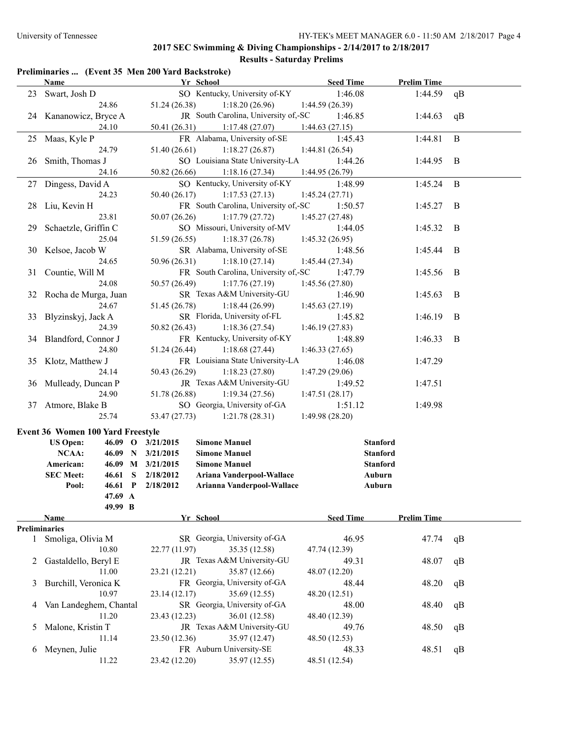## 2017 SEC Swimming & Diving Championships - 2/14/2017 to 2/18/2017

### Results - Saturday Prelims

#### Preliminaries ... (Event 35 Men 200 Yard Backstroke)

| | Name | Yr | School | Seed Time | Prelim Time | |
|---|---|---|---|---|---|---|
| 23 | Swart, Josh D | SO | Kentucky, University of-KY | 1:46.08 | 1:44.59 | qB |
| | 24.86 | 51.24 (26.38) | 1:18.20 (26.96) | 1:44.59 (26.39) | | |
| 24 | Kananowicz, Bryce A | JR | South Carolina, University of,-SC | 1:46.85 | 1:44.63 | qB |
| | 24.10 | 50.41 (26.31) | 1:17.48 (27.07) | 1:44.63 (27.15) | | |
| 25 | Maas, Kyle P | FR | Alabama, University of-SE | 1:45.43 | 1:44.81 | B |
| | 24.79 | 51.40 (26.61) | 1:18.27 (26.87) | 1:44.81 (26.54) | | |
| 26 | Smith, Thomas J | SO | Louisiana State University-LA | 1:44.26 | 1:44.95 | B |
| | 24.16 | 50.82 (26.66) | 1:18.16 (27.34) | 1:44.95 (26.79) | | |
| 27 | Dingess, David A | SO | Kentucky, University of-KY | 1:48.99 | 1:45.24 | B |
| | 24.23 | 50.40 (26.17) | 1:17.53 (27.13) | 1:45.24 (27.71) | | |
| 28 | Liu, Kevin H | FR | South Carolina, University of,-SC | 1:50.57 | 1:45.27 | B |
| | 23.81 | 50.07 (26.26) | 1:17.79 (27.72) | 1:45.27 (27.48) | | |
| 29 | Schaetzle, Griffin C | SO | Missouri, University of-MV | 1:44.05 | 1:45.32 | B |
| | 25.04 | 51.59 (26.55) | 1:18.37 (26.78) | 1:45.32 (26.95) | | |
| 30 | Kelsoe, Jacob W | SR | Alabama, University of-SE | 1:48.56 | 1:45.44 | B |
| | 24.65 | 50.96 (26.31) | 1:18.10 (27.14) | 1:45.44 (27.34) | | |
| 31 | Countie, Will M | FR | South Carolina, University of,-SC | 1:47.79 | 1:45.56 | B |
| | 24.08 | 50.57 (26.49) | 1:17.76 (27.19) | 1:45.56 (27.80) | | |
| 32 | Rocha de Murga, Juan | SR | Texas A&M University-GU | 1:46.90 | 1:45.63 | B |
| | 24.67 | 51.45 (26.78) | 1:18.44 (26.99) | 1:45.63 (27.19) | | |
| 33 | Blyzinskyj, Jack A | SR | Florida, University of-FL | 1:45.82 | 1:46.19 | B |
| | 24.39 | 50.82 (26.43) | 1:18.36 (27.54) | 1:46.19 (27.83) | | |
| 34 | Blandford, Connor J | FR | Kentucky, University of-KY | 1:48.89 | 1:46.33 | B |
| | 24.80 | 51.24 (26.44) | 1:18.68 (27.44) | 1:46.33 (27.65) | | |
| 35 | Klotz, Matthew J | FR | Louisiana State University-LA | 1:46.08 | 1:47.29 | |
| | 24.14 | 50.43 (26.29) | 1:18.23 (27.80) | 1:47.29 (29.06) | | |
| 36 | Mulleady, Duncan P | JR | Texas A&M University-GU | 1:49.52 | 1:47.51 | |
| | 24.90 | 51.78 (26.88) | 1:19.34 (27.56) | 1:47.51 (28.17) | | |
| 37 | Atmore, Blake B | SO | Georgia, University of-GA | 1:51.12 | 1:49.98 | |
| | 25.74 | 53.47 (27.73) | 1:21.78 (28.31) | 1:49.98 (28.20) | | |

#### Event 36 Women 100 Yard Freestyle

| | Time | | Date | Name | School |
|---|---|---|---|---|---|
| **US Open:** | **46.09** | **O** | **3/21/2015** | **Simone Manuel** | **Stanford** |
| **NCAA:** | **46.09** | **N** | **3/21/2015** | **Simone Manuel** | **Stanford** |
| **American:** | **46.09** | **M** | **3/21/2015** | **Simone Manuel** | **Stanford** |
| **SEC Meet:** | **46.61** | **S** | **2/18/2012** | **Ariana Vanderpool-Wallace** | **Auburn** |
| **Pool:** | **46.61** | **P** | **2/18/2012** | **Arianna Vanderpool-Wallace** | **Auburn** |
| | **47.69** | **A** | | | |
| | **49.99** | **B** | | | |

| | Name | Yr | School | Seed Time | Prelim Time | |
|---|---|---|---|---|---|---|
| **Preliminaries** | | | | | | |
| 1 | Smoliga, Olivia M | SR | Georgia, University of-GA | 46.95 | 47.74 | qB |
| | 10.80 | 22.77 (11.97) | 35.35 (12.58) | 47.74 (12.39) | | |
| 2 | Gastaldello, Beryl E | JR | Texas A&M University-GU | 49.31 | 48.07 | qB |
| | 11.00 | 23.21 (12.21) | 35.87 (12.66) | 48.07 (12.20) | | |
| 3 | Burchill, Veronica K | FR | Georgia, University of-GA | 48.44 | 48.20 | qB |
| | 10.97 | 23.14 (12.17) | 35.69 (12.55) | 48.20 (12.51) | | |
| 4 | Van Landeghem, Chantal | SR | Georgia, University of-GA | 48.00 | 48.40 | qB |
| | 11.20 | 23.43 (12.23) | 36.01 (12.58) | 48.40 (12.39) | | |
| 5 | Malone, Kristin T | JR | Texas A&M University-GU | 49.76 | 48.50 | qB |
| | 11.14 | 23.50 (12.36) | 35.97 (12.47) | 48.50 (12.53) | | |
| 6 | Meynen, Julie | FR | Auburn University-SE | 48.33 | 48.51 | qB |
| | 11.22 | 23.42 (12.20) | 35.97 (12.55) | 48.51 (12.54) | | |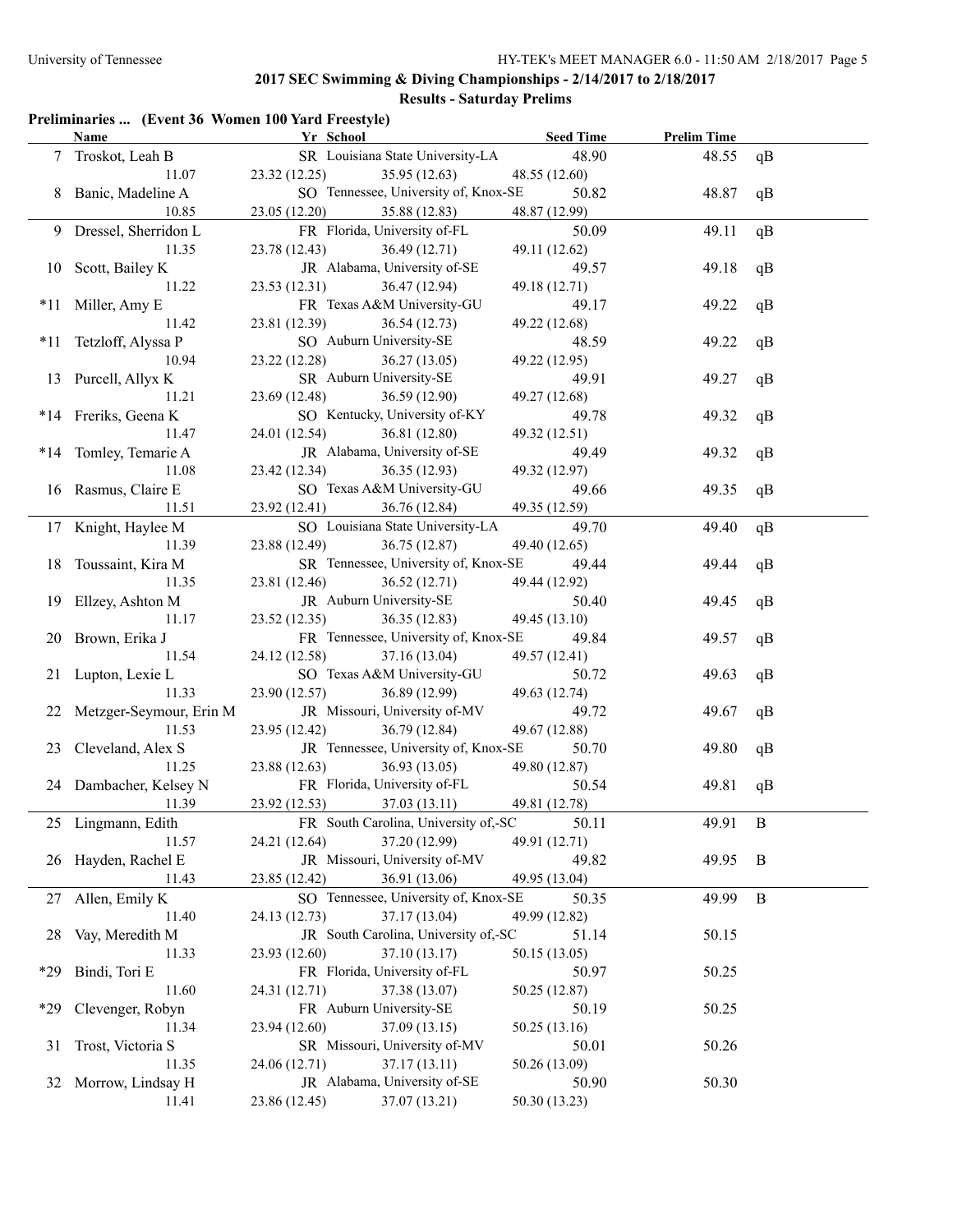## 2017 SEC Swimming & Diving Championships - 2/14/2017 to 2/18/2017

### Results - Saturday Prelims

**Preliminaries ... (Event 36 Women 100 Yard Freestyle)**

| | Name | Yr | School | Seed Time | Prelim Time | |
|---|---|---|---|---|---|---|
| 7 | Troskot, Leah B | SR | Louisiana State University-LA | 48.90 | 48.55 | qB |
| | 11.07 | 23.32 (12.25) | 35.95 (12.63) | 48.55 (12.60) | | |
| 8 | Banic, Madeline A | SO | Tennessee, University of, Knox-SE | 50.82 | 48.87 | qB |
| | 10.85 | 23.05 (12.20) | 35.88 (12.83) | 48.87 (12.99) | | |
| 9 | Dressel, Sherridon L | FR | Florida, University of-FL | 50.09 | 49.11 | qB |
| | 11.35 | 23.78 (12.43) | 36.49 (12.71) | 49.11 (12.62) | | |
| 10 | Scott, Bailey K | JR | Alabama, University of-SE | 49.57 | 49.18 | qB |
| | 11.22 | 23.53 (12.31) | 36.47 (12.94) | 49.18 (12.71) | | |
| *11 | Miller, Amy E | FR | Texas A&M University-GU | 49.17 | 49.22 | qB |
| | 11.42 | 23.81 (12.39) | 36.54 (12.73) | 49.22 (12.68) | | |
| *11 | Tetzloff, Alyssa P | SO | Auburn University-SE | 48.59 | 49.22 | qB |
| | 10.94 | 23.22 (12.28) | 36.27 (13.05) | 49.22 (12.95) | | |
| 13 | Purcell, Allyx K | SR | Auburn University-SE | 49.91 | 49.27 | qB |
| | 11.21 | 23.69 (12.48) | 36.59 (12.90) | 49.27 (12.68) | | |
| *14 | Freriks, Geena K | SO | Kentucky, University of-KY | 49.78 | 49.32 | qB |
| | 11.47 | 24.01 (12.54) | 36.81 (12.80) | 49.32 (12.51) | | |
| *14 | Tomley, Temarie A | JR | Alabama, University of-SE | 49.49 | 49.32 | qB |
| | 11.08 | 23.42 (12.34) | 36.35 (12.93) | 49.32 (12.97) | | |
| 16 | Rasmus, Claire E | SO | Texas A&M University-GU | 49.66 | 49.35 | qB |
| | 11.51 | 23.92 (12.41) | 36.76 (12.84) | 49.35 (12.59) | | |
| 17 | Knight, Haylee M | SO | Louisiana State University-LA | 49.70 | 49.40 | qB |
| | 11.39 | 23.88 (12.49) | 36.75 (12.87) | 49.40 (12.65) | | |
| 18 | Toussaint, Kira M | SR | Tennessee, University of, Knox-SE | 49.44 | 49.44 | qB |
| | 11.35 | 23.81 (12.46) | 36.52 (12.71) | 49.44 (12.92) | | |
| 19 | Ellzey, Ashton M | JR | Auburn University-SE | 50.40 | 49.45 | qB |
| | 11.17 | 23.52 (12.35) | 36.35 (12.83) | 49.45 (13.10) | | |
| 20 | Brown, Erika J | FR | Tennessee, University of, Knox-SE | 49.84 | 49.57 | qB |
| | 11.54 | 24.12 (12.58) | 37.16 (13.04) | 49.57 (12.41) | | |
| 21 | Lupton, Lexie L | SO | Texas A&M University-GU | 50.72 | 49.63 | qB |
| | 11.33 | 23.90 (12.57) | 36.89 (12.99) | 49.63 (12.74) | | |
| 22 | Metzger-Seymour, Erin M | JR | Missouri, University of-MV | 49.72 | 49.67 | qB |
| | 11.53 | 23.95 (12.42) | 36.79 (12.84) | 49.67 (12.88) | | |
| 23 | Cleveland, Alex S | JR | Tennessee, University of, Knox-SE | 50.70 | 49.80 | qB |
| | 11.25 | 23.88 (12.63) | 36.93 (13.05) | 49.80 (12.87) | | |
| 24 | Dambacher, Kelsey N | FR | Florida, University of-FL | 50.54 | 49.81 | qB |
| | 11.39 | 23.92 (12.53) | 37.03 (13.11) | 49.81 (12.78) | | |
| 25 | Lingmann, Edith | FR | South Carolina, University of,-SC | 50.11 | 49.91 | B |
| | 11.57 | 24.21 (12.64) | 37.20 (12.99) | 49.91 (12.71) | | |
| 26 | Hayden, Rachel E | JR | Missouri, University of-MV | 49.82 | 49.95 | B |
| | 11.43 | 23.85 (12.42) | 36.91 (13.06) | 49.95 (13.04) | | |
| 27 | Allen, Emily K | SO | Tennessee, University of, Knox-SE | 50.35 | 49.99 | B |
| | 11.40 | 24.13 (12.73) | 37.17 (13.04) | 49.99 (12.82) | | |
| 28 | Vay, Meredith M | JR | South Carolina, University of,-SC | 51.14 | 50.15 | |
| | 11.33 | 23.93 (12.60) | 37.10 (13.17) | 50.15 (13.05) | | |
| *29 | Bindi, Tori E | FR | Florida, University of-FL | 50.97 | 50.25 | |
| | 11.60 | 24.31 (12.71) | 37.38 (13.07) | 50.25 (12.87) | | |
| *29 | Clevenger, Robyn | FR | Auburn University-SE | 50.19 | 50.25 | |
| | 11.34 | 23.94 (12.60) | 37.09 (13.15) | 50.25 (13.16) | | |
| 31 | Trost, Victoria S | SR | Missouri, University of-MV | 50.01 | 50.26 | |
| | 11.35 | 24.06 (12.71) | 37.17 (13.11) | 50.26 (13.09) | | |
| 32 | Morrow, Lindsay H | JR | Alabama, University of-SE | 50.90 | 50.30 | |
| | 11.41 | 23.86 (12.45) | 37.07 (13.21) | 50.30 (13.23) | | |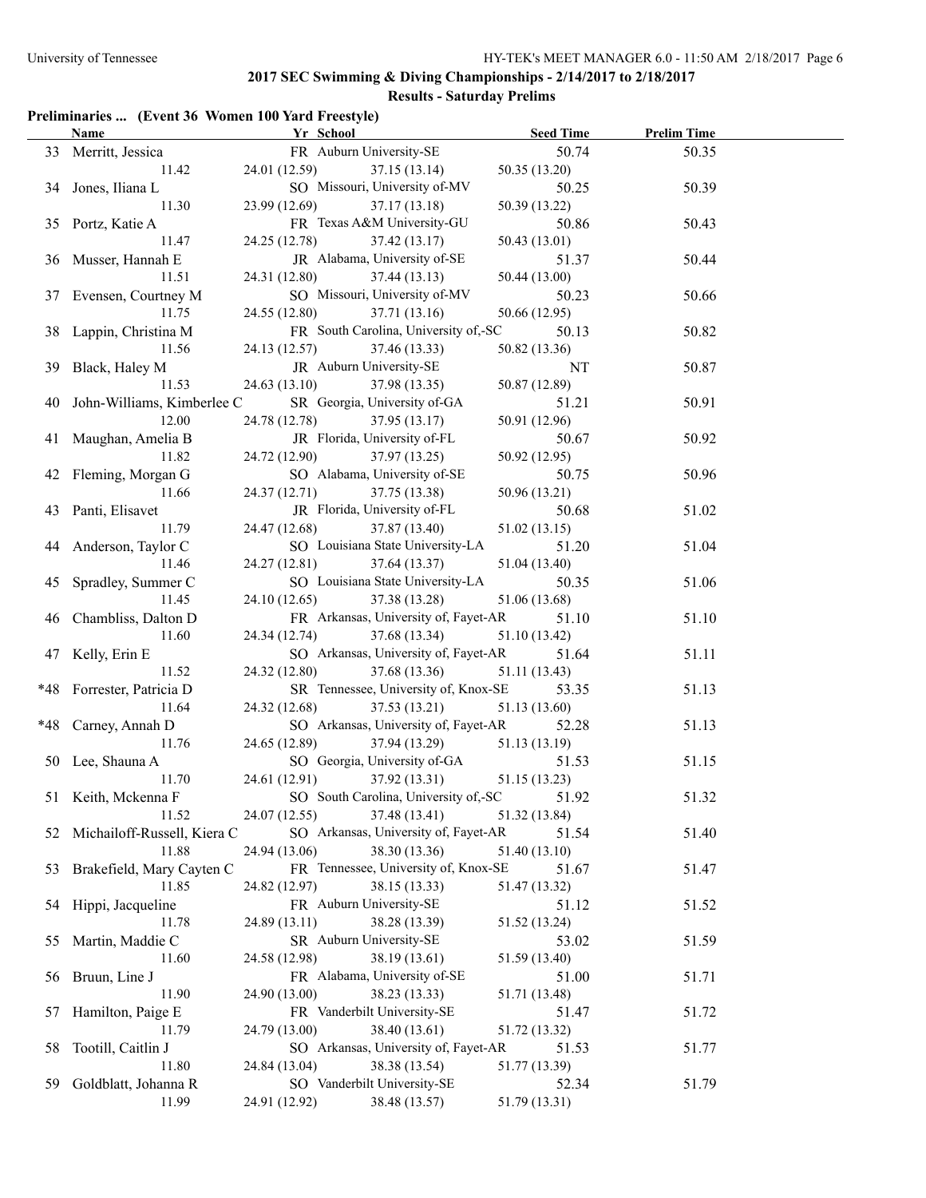## 2017 SEC Swimming & Diving Championships - 2/14/2017 to 2/18/2017

### Results - Saturday Prelims

**Preliminaries ... (Event 36 Women 100 Yard Freestyle)**

| | Name | Yr | School | Seed Time | Prelim Time |
|---|---|---|---|---|---|
| 33 | Merritt, Jessica | FR | Auburn University-SE | 50.74 | 50.35 |
| | 11.42 | 24.01 (12.59) | 37.15 (13.14) | 50.35 (13.20) | |
| 34 | Jones, Iliana L | SO | Missouri, University of-MV | 50.25 | 50.39 |
| | 11.30 | 23.99 (12.69) | 37.17 (13.18) | 50.39 (13.22) | |
| 35 | Portz, Katie A | FR | Texas A&M University-GU | 50.86 | 50.43 |
| | 11.47 | 24.25 (12.78) | 37.42 (13.17) | 50.43 (13.01) | |
| 36 | Musser, Hannah E | JR | Alabama, University of-SE | 51.37 | 50.44 |
| | 11.51 | 24.31 (12.80) | 37.44 (13.13) | 50.44 (13.00) | |
| 37 | Evensen, Courtney M | SO | Missouri, University of-MV | 50.23 | 50.66 |
| | 11.75 | 24.55 (12.80) | 37.71 (13.16) | 50.66 (12.95) | |
| 38 | Lappin, Christina M | FR | South Carolina, University of,-SC | 50.13 | 50.82 |
| | 11.56 | 24.13 (12.57) | 37.46 (13.33) | 50.82 (13.36) | |
| 39 | Black, Haley M | JR | Auburn University-SE | NT | 50.87 |
| | 11.53 | 24.63 (13.10) | 37.98 (13.35) | 50.87 (12.89) | |
| 40 | John-Williams, Kimberlee C | SR | Georgia, University of-GA | 51.21 | 50.91 |
| | 12.00 | 24.78 (12.78) | 37.95 (13.17) | 50.91 (12.96) | |
| 41 | Maughan, Amelia B | JR | Florida, University of-FL | 50.67 | 50.92 |
| | 11.82 | 24.72 (12.90) | 37.97 (13.25) | 50.92 (12.95) | |
| 42 | Fleming, Morgan G | SO | Alabama, University of-SE | 50.75 | 50.96 |
| | 11.66 | 24.37 (12.71) | 37.75 (13.38) | 50.96 (13.21) | |
| 43 | Panti, Elisavet | JR | Florida, University of-FL | 50.68 | 51.02 |
| | 11.79 | 24.47 (12.68) | 37.87 (13.40) | 51.02 (13.15) | |
| 44 | Anderson, Taylor C | SO | Louisiana State University-LA | 51.20 | 51.04 |
| | 11.46 | 24.27 (12.81) | 37.64 (13.37) | 51.04 (13.40) | |
| 45 | Spradley, Summer C | SO | Louisiana State University-LA | 50.35 | 51.06 |
| | 11.45 | 24.10 (12.65) | 37.38 (13.28) | 51.06 (13.68) | |
| 46 | Chambliss, Dalton D | FR | Arkansas, University of, Fayet-AR | 51.10 | 51.10 |
| | 11.60 | 24.34 (12.74) | 37.68 (13.34) | 51.10 (13.42) | |
| 47 | Kelly, Erin E | SO | Arkansas, University of, Fayet-AR | 51.64 | 51.11 |
| | 11.52 | 24.32 (12.80) | 37.68 (13.36) | 51.11 (13.43) | |
| *48 | Forrester, Patricia D | SR | Tennessee, University of, Knox-SE | 53.35 | 51.13 |
| | 11.64 | 24.32 (12.68) | 37.53 (13.21) | 51.13 (13.60) | |
| *48 | Carney, Annah D | SO | Arkansas, University of, Fayet-AR | 52.28 | 51.13 |
| | 11.76 | 24.65 (12.89) | 37.94 (13.29) | 51.13 (13.19) | |
| 50 | Lee, Shauna A | SO | Georgia, University of-GA | 51.53 | 51.15 |
| | 11.70 | 24.61 (12.91) | 37.92 (13.31) | 51.15 (13.23) | |
| 51 | Keith, Mckenna F | SO | South Carolina, University of,-SC | 51.92 | 51.32 |
| | 11.52 | 24.07 (12.55) | 37.48 (13.41) | 51.32 (13.84) | |
| 52 | Michailoff-Russell, Kiera C | SO | Arkansas, University of, Fayet-AR | 51.54 | 51.40 |
| | 11.88 | 24.94 (13.06) | 38.30 (13.36) | 51.40 (13.10) | |
| 53 | Brakefield, Mary Cayten C | FR | Tennessee, University of, Knox-SE | 51.67 | 51.47 |
| | 11.85 | 24.82 (12.97) | 38.15 (13.33) | 51.47 (13.32) | |
| 54 | Hippi, Jacqueline | FR | Auburn University-SE | 51.12 | 51.52 |
| | 11.78 | 24.89 (13.11) | 38.28 (13.39) | 51.52 (13.24) | |
| 55 | Martin, Maddie C | SR | Auburn University-SE | 53.02 | 51.59 |
| | 11.60 | 24.58 (12.98) | 38.19 (13.61) | 51.59 (13.40) | |
| 56 | Bruun, Line J | FR | Alabama, University of-SE | 51.00 | 51.71 |
| | 11.90 | 24.90 (13.00) | 38.23 (13.33) | 51.71 (13.48) | |
| 57 | Hamilton, Paige E | FR | Vanderbilt University-SE | 51.47 | 51.72 |
| | 11.79 | 24.79 (13.00) | 38.40 (13.61) | 51.72 (13.32) | |
| 58 | Tootill, Caitlin J | SO | Arkansas, University of, Fayet-AR | 51.53 | 51.77 |
| | 11.80 | 24.84 (13.04) | 38.38 (13.54) | 51.77 (13.39) | |
| 59 | Goldblatt, Johanna R | SO | Vanderbilt University-SE | 52.34 | 51.79 |
| | 11.99 | 24.91 (12.92) | 38.48 (13.57) | 51.79 (13.31) | |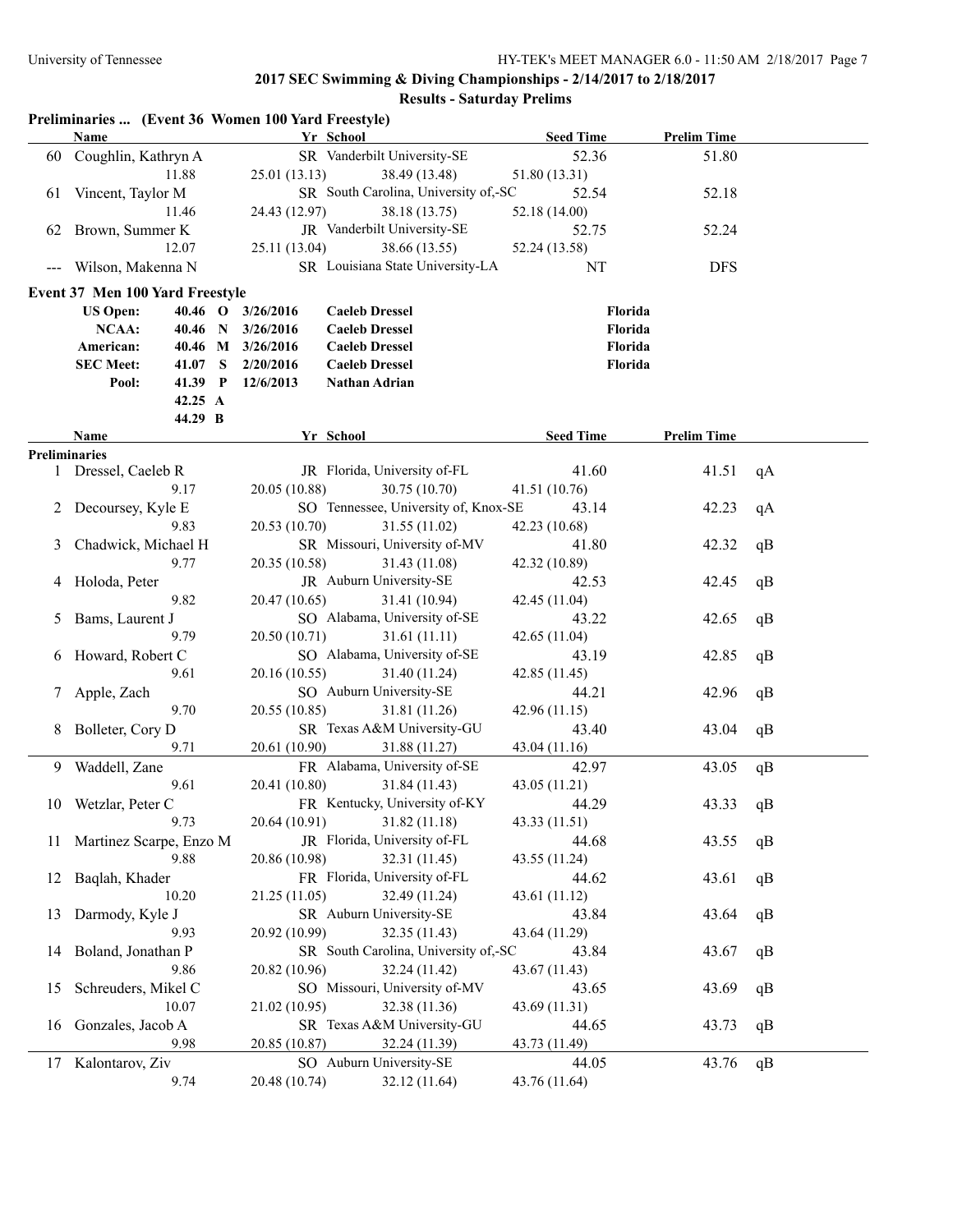## 2017 SEC Swimming & Diving Championships - 2/14/2017 to 2/18/2017

### Results - Saturday Prelims

**Preliminaries ... (Event 36 Women 100 Yard Freestyle)**

| | Name | Yr | School | Seed Time | Prelim Time | |
|---|---|---|---|---|---|---|
| 60 | Coughlin, Kathryn A | SR | Vanderbilt University-SE | 52.36 | 51.80 | |
| | 11.88 | 25.01 (13.13) | 38.49 (13.48) | 51.80 (13.31) | | |
| 61 | Vincent, Taylor M | SR | South Carolina, University of,-SC | 52.54 | 52.18 | |
| | 11.46 | 24.43 (12.97) | 38.18 (13.75) | 52.18 (14.00) | | |
| 62 | Brown, Summer K | JR | Vanderbilt University-SE | 52.75 | 52.24 | |
| | 12.07 | 25.11 (13.04) | 38.66 (13.55) | 52.24 (13.58) | | |
| --- | Wilson, Makenna N | SR | Louisiana State University-LA | NT | DFS | |

**Event 37 Men 100 Yard Freestyle**

| | Time | | Date | Name | Team |
|---|---|---|---|---|---|
| US Open: | 40.46 | O | 3/26/2016 | Caeleb Dressel | Florida |
| NCAA: | 40.46 | N | 3/26/2016 | Caeleb Dressel | Florida |
| American: | 40.46 | M | 3/26/2016 | Caeleb Dressel | Florida |
| SEC Meet: | 41.07 | S | 2/20/2016 | Caeleb Dressel | Florida |
| Pool: | 41.39 | P | 12/6/2013 | Nathan Adrian | |
| | 42.25 | A | | | |
| | 44.29 | B | | | |

**Preliminaries**

| | Name | Yr | School | Seed Time | Prelim Time | |
|---|---|---|---|---|---|---|
| 1 | Dressel, Caeleb R | JR | Florida, University of-FL | 41.60 | 41.51 | qA |
| | 9.17 | 20.05 (10.88) | 30.75 (10.70) | 41.51 (10.76) | | |
| 2 | Decoursey, Kyle E | SO | Tennessee, University of, Knox-SE | 43.14 | 42.23 | qA |
| | 9.83 | 20.53 (10.70) | 31.55 (11.02) | 42.23 (10.68) | | |
| 3 | Chadwick, Michael H | SR | Missouri, University of-MV | 41.80 | 42.32 | qB |
| | 9.77 | 20.35 (10.58) | 31.43 (11.08) | 42.32 (10.89) | | |
| 4 | Holoda, Peter | JR | Auburn University-SE | 42.53 | 42.45 | qB |
| | 9.82 | 20.47 (10.65) | 31.41 (10.94) | 42.45 (11.04) | | |
| 5 | Bams, Laurent J | SO | Alabama, University of-SE | 43.22 | 42.65 | qB |
| | 9.79 | 20.50 (10.71) | 31.61 (11.11) | 42.65 (11.04) | | |
| 6 | Howard, Robert C | SO | Alabama, University of-SE | 43.19 | 42.85 | qB |
| | 9.61 | 20.16 (10.55) | 31.40 (11.24) | 42.85 (11.45) | | |
| 7 | Apple, Zach | SO | Auburn University-SE | 44.21 | 42.96 | qB |
| | 9.70 | 20.55 (10.85) | 31.81 (11.26) | 42.96 (11.15) | | |
| 8 | Bolleter, Cory D | SR | Texas A&M University-GU | 43.40 | 43.04 | qB |
| | 9.71 | 20.61 (10.90) | 31.88 (11.27) | 43.04 (11.16) | | |
| 9 | Waddell, Zane | FR | Alabama, University of-SE | 42.97 | 43.05 | qB |
| | 9.61 | 20.41 (10.80) | 31.84 (11.43) | 43.05 (11.21) | | |
| 10 | Wetzlar, Peter C | FR | Kentucky, University of-KY | 44.29 | 43.33 | qB |
| | 9.73 | 20.64 (10.91) | 31.82 (11.18) | 43.33 (11.51) | | |
| 11 | Martinez Scarpe, Enzo M | JR | Florida, University of-FL | 44.68 | 43.55 | qB |
| | 9.88 | 20.86 (10.98) | 32.31 (11.45) | 43.55 (11.24) | | |
| 12 | Baqlah, Khader | FR | Florida, University of-FL | 44.62 | 43.61 | qB |
| | 10.20 | 21.25 (11.05) | 32.49 (11.24) | 43.61 (11.12) | | |
| 13 | Darmody, Kyle J | SR | Auburn University-SE | 43.84 | 43.64 | qB |
| | 9.93 | 20.92 (10.99) | 32.35 (11.43) | 43.64 (11.29) | | |
| 14 | Boland, Jonathan P | SR | South Carolina, University of,-SC | 43.84 | 43.67 | qB |
| | 9.86 | 20.82 (10.96) | 32.24 (11.42) | 43.67 (11.43) | | |
| 15 | Schreuders, Mikel C | SO | Missouri, University of-MV | 43.65 | 43.69 | qB |
| | 10.07 | 21.02 (10.95) | 32.38 (11.36) | 43.69 (11.31) | | |
| 16 | Gonzales, Jacob A | SR | Texas A&M University-GU | 44.65 | 43.73 | qB |
| | 9.98 | 20.85 (10.87) | 32.24 (11.39) | 43.73 (11.49) | | |
| 17 | Kalontarov, Ziv | SO | Auburn University-SE | 44.05 | 43.76 | qB |
| | 9.74 | 20.48 (10.74) | 32.12 (11.64) | 43.76 (11.64) | | |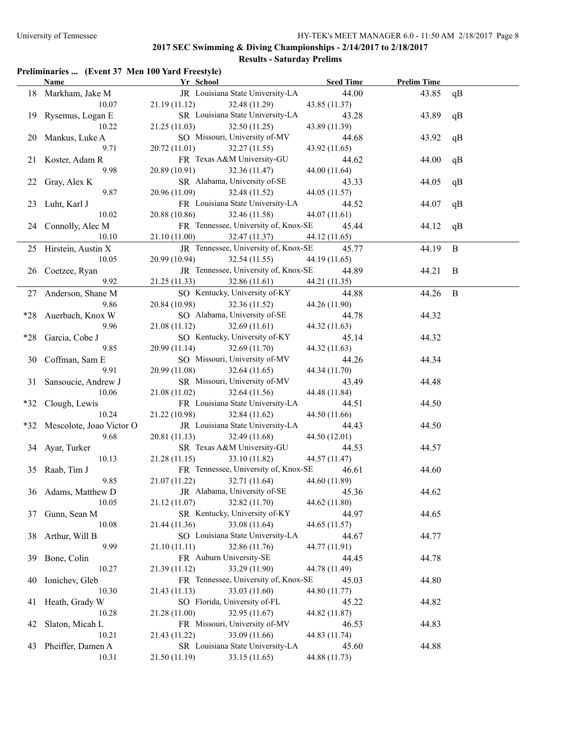## 2017 SEC Swimming & Diving Championships - 2/14/2017 to 2/18/2017

### Results - Saturday Prelims

**Preliminaries ... (Event 37 Men 100 Yard Freestyle)**

| | Name | Yr | School | Seed Time | Prelim Time | |
|---|---|---|---|---|---|---|
| 18 | Markham, Jake M | JR | Louisiana State University-LA | 44.00 | 43.85 | qB |
| | 10.07 | 21.19 (11.12) | 32.48 (11.29) | 43.85 (11.37) | | |
| 19 | Rysemus, Logan E | SR | Louisiana State University-LA | 43.28 | 43.89 | qB |
| | 10.22 | 21.25 (11.03) | 32.50 (11.25) | 43.89 (11.39) | | |
| 20 | Mankus, Luke A | SO | Missouri, University of-MV | 44.68 | 43.92 | qB |
| | 9.71 | 20.72 (11.01) | 32.27 (11.55) | 43.92 (11.65) | | |
| 21 | Koster, Adam R | FR | Texas A&M University-GU | 44.62 | 44.00 | qB |
| | 9.98 | 20.89 (10.91) | 32.36 (11.47) | 44.00 (11.64) | | |
| 22 | Gray, Alex K | SR | Alabama, University of-SE | 43.33 | 44.05 | qB |
| | 9.87 | 20.96 (11.09) | 32.48 (11.52) | 44.05 (11.57) | | |
| 23 | Luht, Karl J | FR | Louisiana State University-LA | 44.52 | 44.07 | qB |
| | 10.02 | 20.88 (10.86) | 32.46 (11.58) | 44.07 (11.61) | | |
| 24 | Connolly, Alec M | FR | Tennessee, University of, Knox-SE | 45.44 | 44.12 | qB |
| | 10.10 | 21.10 (11.00) | 32.47 (11.37) | 44.12 (11.65) | | |
| 25 | Hirstein, Austin X | JR | Tennessee, University of, Knox-SE | 45.77 | 44.19 | B |
| | 10.05 | 20.99 (10.94) | 32.54 (11.55) | 44.19 (11.65) | | |
| 26 | Coetzee, Ryan | JR | Tennessee, University of, Knox-SE | 44.89 | 44.21 | B |
| | 9.92 | 21.25 (11.33) | 32.86 (11.61) | 44.21 (11.35) | | |
| 27 | Anderson, Shane M | SO | Kentucky, University of-KY | 44.88 | 44.26 | B |
| | 9.86 | 20.84 (10.98) | 32.36 (11.52) | 44.26 (11.90) | | |
| *28 | Auerbach, Knox W | SO | Alabama, University of-SE | 44.78 | 44.32 | |
| | 9.96 | 21.08 (11.12) | 32.69 (11.61) | 44.32 (11.63) | | |
| *28 | Garcia, Cobe J | SO | Kentucky, University of-KY | 45.14 | 44.32 | |
| | 9.85 | 20.99 (11.14) | 32.69 (11.70) | 44.32 (11.63) | | |
| 30 | Coffman, Sam E | SO | Missouri, University of-MV | 44.26 | 44.34 | |
| | 9.91 | 20.99 (11.08) | 32.64 (11.65) | 44.34 (11.70) | | |
| 31 | Sansoucie, Andrew J | SR | Missouri, University of-MV | 43.49 | 44.48 | |
| | 10.06 | 21.08 (11.02) | 32.64 (11.56) | 44.48 (11.84) | | |
| *32 | Clough, Lewis | FR | Louisiana State University-LA | 44.51 | 44.50 | |
| | 10.24 | 21.22 (10.98) | 32.84 (11.62) | 44.50 (11.66) | | |
| *32 | Mescolote, Joao Victor O | JR | Louisiana State University-LA | 44.43 | 44.50 | |
| | 9.68 | 20.81 (11.13) | 32.49 (11.68) | 44.50 (12.01) | | |
| 34 | Ayar, Turker | SR | Texas A&M University-GU | 44.53 | 44.57 | |
| | 10.13 | 21.28 (11.15) | 33.10 (11.82) | 44.57 (11.47) | | |
| 35 | Raab, Tim J | FR | Tennessee, University of, Knox-SE | 46.61 | 44.60 | |
| | 9.85 | 21.07 (11.22) | 32.71 (11.64) | 44.60 (11.89) | | |
| 36 | Adams, Matthew D | JR | Alabama, University of-SE | 45.36 | 44.62 | |
| | 10.05 | 21.12 (11.07) | 32.82 (11.70) | 44.62 (11.80) | | |
| 37 | Gunn, Sean M | SR | Kentucky, University of-KY | 44.97 | 44.65 | |
| | 10.08 | 21.44 (11.36) | 33.08 (11.64) | 44.65 (11.57) | | |
| 38 | Arthur, Will B | SO | Louisiana State University-LA | 44.67 | 44.77 | |
| | 9.99 | 21.10 (11.11) | 32.86 (11.76) | 44.77 (11.91) | | |
| 39 | Bone, Colin | FR | Auburn University-SE | 44.45 | 44.78 | |
| | 10.27 | 21.39 (11.12) | 33.29 (11.90) | 44.78 (11.49) | | |
| 40 | Ionichev, Gleb | FR | Tennessee, University of, Knox-SE | 45.03 | 44.80 | |
| | 10.30 | 21.43 (11.13) | 33.03 (11.60) | 44.80 (11.77) | | |
| 41 | Heath, Grady W | SO | Florida, University of-FL | 45.22 | 44.82 | |
| | 10.28 | 21.28 (11.00) | 32.95 (11.67) | 44.82 (11.87) | | |
| 42 | Slaton, Micah L | FR | Missouri, University of-MV | 46.53 | 44.83 | |
| | 10.21 | 21.43 (11.22) | 33.09 (11.66) | 44.83 (11.74) | | |
| 43 | Pheiffer, Damen A | SR | Louisiana State University-LA | 45.60 | 44.88 | |
| | 10.31 | 21.50 (11.19) | 33.15 (11.65) | 44.88 (11.73) | | |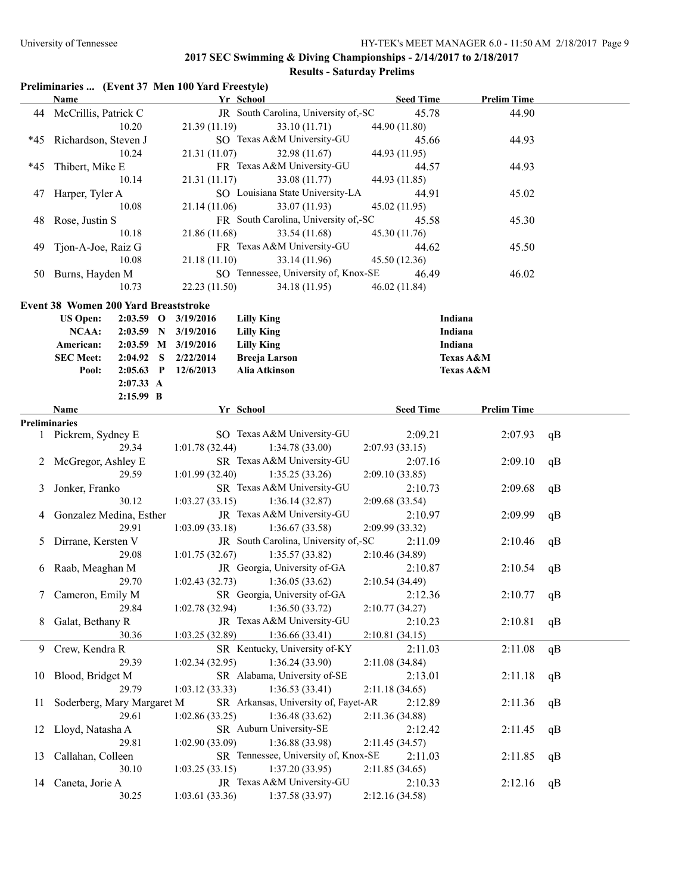## 2017 SEC Swimming & Diving Championships - 2/14/2017 to 2/18/2017

### Results - Saturday Prelims

**Preliminaries ... (Event 37 Men 100 Yard Freestyle)**

| | Name | Yr | School | Seed Time | Prelim Time | |
|---|---|---|---|---|---|---|
| 44 | McCrillis, Patrick C | JR | South Carolina, University of,-SC | 45.78 | 44.90 | |
| | 10.20 | 21.39 (11.19) | 33.10 (11.71) | 44.90 (11.80) | | |
| *45 | Richardson, Steven J | SO | Texas A&M University-GU | 45.66 | 44.93 | |
| | 10.24 | 21.31 (11.07) | 32.98 (11.67) | 44.93 (11.95) | | |
| *45 | Thibert, Mike E | FR | Texas A&M University-GU | 44.57 | 44.93 | |
| | 10.14 | 21.31 (11.17) | 33.08 (11.77) | 44.93 (11.85) | | |
| 47 | Harper, Tyler A | SO | Louisiana State University-LA | 44.91 | 45.02 | |
| | 10.08 | 21.14 (11.06) | 33.07 (11.93) | 45.02 (11.95) | | |
| 48 | Rose, Justin S | FR | South Carolina, University of,-SC | 45.58 | 45.30 | |
| | 10.18 | 21.86 (11.68) | 33.54 (11.68) | 45.30 (11.76) | | |
| 49 | Tjon-A-Joe, Raiz G | FR | Texas A&M University-GU | 44.62 | 45.50 | |
| | 10.08 | 21.18 (11.10) | 33.14 (11.96) | 45.50 (12.36) | | |
| 50 | Burns, Hayden M | SO | Tennessee, University of, Knox-SE | 46.49 | 46.02 | |
| | 10.73 | 22.23 (11.50) | 34.18 (11.95) | 46.02 (11.84) | | |

**Event 38 Women 200 Yard Breaststroke**

| Record | Time | | Date | Name | School |
|---|---|---|---|---|---|
| US Open: | 2:03.59 | O | 3/19/2016 | Lilly King | Indiana |
| NCAA: | 2:03.59 | N | 3/19/2016 | Lilly King | Indiana |
| American: | 2:03.59 | M | 3/19/2016 | Lilly King | Indiana |
| SEC Meet: | 2:04.92 | S | 2/22/2014 | Breeja Larson | Texas A&M |
| Pool: | 2:05.63 | P | 12/6/2013 | Alia Atkinson | Texas A&M |
| | 2:07.33 | A | | | |
| | 2:15.99 | B | | | |

**Preliminaries**

| | Name | Yr | School | Seed Time | Prelim Time | |
|---|---|---|---|---|---|---|
| 1 | Pickrem, Sydney E | SO | Texas A&M University-GU | 2:09.21 | 2:07.93 | qB |
| | 29.34 | 1:01.78 (32.44) | 1:34.78 (33.00) | 2:07.93 (33.15) | | |
| 2 | McGregor, Ashley E | SR | Texas A&M University-GU | 2:07.16 | 2:09.10 | qB |
| | 29.59 | 1:01.99 (32.40) | 1:35.25 (33.26) | 2:09.10 (33.85) | | |
| 3 | Jonker, Franko | SR | Texas A&M University-GU | 2:10.73 | 2:09.68 | qB |
| | 30.12 | 1:03.27 (33.15) | 1:36.14 (32.87) | 2:09.68 (33.54) | | |
| 4 | Gonzalez Medina, Esther | JR | Texas A&M University-GU | 2:10.97 | 2:09.99 | qB |
| | 29.91 | 1:03.09 (33.18) | 1:36.67 (33.58) | 2:09.99 (33.32) | | |
| 5 | Dirrane, Kersten V | JR | South Carolina, University of,-SC | 2:11.09 | 2:10.46 | qB |
| | 29.08 | 1:01.75 (32.67) | 1:35.57 (33.82) | 2:10.46 (34.89) | | |
| 6 | Raab, Meaghan M | JR | Georgia, University of-GA | 2:10.87 | 2:10.54 | qB |
| | 29.70 | 1:02.43 (32.73) | 1:36.05 (33.62) | 2:10.54 (34.49) | | |
| 7 | Cameron, Emily M | SR | Georgia, University of-GA | 2:12.36 | 2:10.77 | qB |
| | 29.84 | 1:02.78 (32.94) | 1:36.50 (33.72) | 2:10.77 (34.27) | | |
| 8 | Galat, Bethany R | JR | Texas A&M University-GU | 2:10.23 | 2:10.81 | qB |
| | 30.36 | 1:03.25 (32.89) | 1:36.66 (33.41) | 2:10.81 (34.15) | | |
| 9 | Crew, Kendra R | SR | Kentucky, University of-KY | 2:11.03 | 2:11.08 | qB |
| | 29.39 | 1:02.34 (32.95) | 1:36.24 (33.90) | 2:11.08 (34.84) | | |
| 10 | Blood, Bridget M | SR | Alabama, University of-SE | 2:13.01 | 2:11.18 | qB |
| | 29.79 | 1:03.12 (33.33) | 1:36.53 (33.41) | 2:11.18 (34.65) | | |
| 11 | Soderberg, Mary Margaret M | SR | Arkansas, University of, Fayet-AR | 2:12.89 | 2:11.36 | qB |
| | 29.61 | 1:02.86 (33.25) | 1:36.48 (33.62) | 2:11.36 (34.88) | | |
| 12 | Lloyd, Natasha A | SR | Auburn University-SE | 2:12.42 | 2:11.45 | qB |
| | 29.81 | 1:02.90 (33.09) | 1:36.88 (33.98) | 2:11.45 (34.57) | | |
| 13 | Callahan, Colleen | SR | Tennessee, University of, Knox-SE | 2:11.03 | 2:11.85 | qB |
| | 30.10 | 1:03.25 (33.15) | 1:37.20 (33.95) | 2:11.85 (34.65) | | |
| 14 | Caneta, Jorie A | JR | Texas A&M University-GU | 2:10.33 | 2:12.16 | qB |
| | 30.25 | 1:03.61 (33.36) | 1:37.58 (33.97) | 2:12.16 (34.58) | | |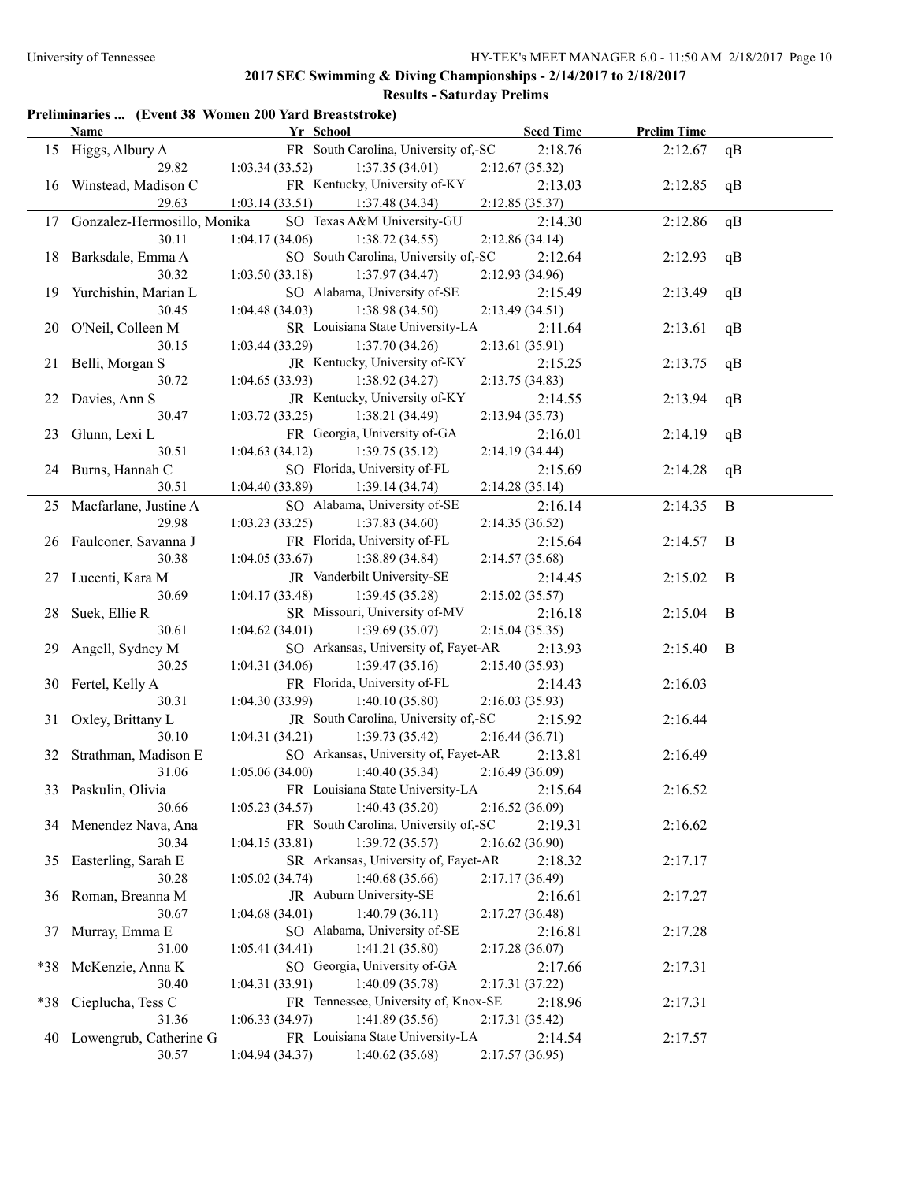## 2017 SEC Swimming & Diving Championships - 2/14/2017 to 2/18/2017

### Results - Saturday Prelims

**Preliminaries ... (Event 38 Women 200 Yard Breaststroke)**

| | Name | Yr | School | Seed Time | Prelim Time | |
|---|---|---|---|---|---|---|
| 15 | Higgs, Albury A | FR | South Carolina, University of,-SC | 2:18.76 | 2:12.67 | qB |
| | 29.82 | 1:03.34 (33.52) | 1:37.35 (34.01) | 2:12.67 (35.32) | | |
| 16 | Winstead, Madison C | FR | Kentucky, University of-KY | 2:13.03 | 2:12.85 | qB |
| | 29.63 | 1:03.14 (33.51) | 1:37.48 (34.34) | 2:12.85 (35.37) | | |
| 17 | Gonzalez-Hermosillo, Monika | SO | Texas A&M University-GU | 2:14.30 | 2:12.86 | qB |
| | 30.11 | 1:04.17 (34.06) | 1:38.72 (34.55) | 2:12.86 (34.14) | | |
| 18 | Barksdale, Emma A | SO | South Carolina, University of,-SC | 2:12.64 | 2:12.93 | qB |
| | 30.32 | 1:03.50 (33.18) | 1:37.97 (34.47) | 2:12.93 (34.96) | | |
| 19 | Yurchishin, Marian L | SO | Alabama, University of-SE | 2:15.49 | 2:13.49 | qB |
| | 30.45 | 1:04.48 (34.03) | 1:38.98 (34.50) | 2:13.49 (34.51) | | |
| 20 | O'Neil, Colleen M | SR | Louisiana State University-LA | 2:11.64 | 2:13.61 | qB |
| | 30.15 | 1:03.44 (33.29) | 1:37.70 (34.26) | 2:13.61 (35.91) | | |
| 21 | Belli, Morgan S | JR | Kentucky, University of-KY | 2:15.25 | 2:13.75 | qB |
| | 30.72 | 1:04.65 (33.93) | 1:38.92 (34.27) | 2:13.75 (34.83) | | |
| 22 | Davies, Ann S | JR | Kentucky, University of-KY | 2:14.55 | 2:13.94 | qB |
| | 30.47 | 1:03.72 (33.25) | 1:38.21 (34.49) | 2:13.94 (35.73) | | |
| 23 | Glunn, Lexi L | FR | Georgia, University of-GA | 2:16.01 | 2:14.19 | qB |
| | 30.51 | 1:04.63 (34.12) | 1:39.75 (35.12) | 2:14.19 (34.44) | | |
| 24 | Burns, Hannah C | SO | Florida, University of-FL | 2:15.69 | 2:14.28 | qB |
| | 30.51 | 1:04.40 (33.89) | 1:39.14 (34.74) | 2:14.28 (35.14) | | |
| 25 | Macfarlane, Justine A | SO | Alabama, University of-SE | 2:16.14 | 2:14.35 | B |
| | 29.98 | 1:03.23 (33.25) | 1:37.83 (34.60) | 2:14.35 (36.52) | | |
| 26 | Faulconer, Savanna J | FR | Florida, University of-FL | 2:15.64 | 2:14.57 | B |
| | 30.38 | 1:04.05 (33.67) | 1:38.89 (34.84) | 2:14.57 (35.68) | | |
| 27 | Lucenti, Kara M | JR | Vanderbilt University-SE | 2:14.45 | 2:15.02 | B |
| | 30.69 | 1:04.17 (33.48) | 1:39.45 (35.28) | 2:15.02 (35.57) | | |
| 28 | Suek, Ellie R | SR | Missouri, University of-MV | 2:16.18 | 2:15.04 | B |
| | 30.61 | 1:04.62 (34.01) | 1:39.69 (35.07) | 2:15.04 (35.35) | | |
| 29 | Angell, Sydney M | SO | Arkansas, University of, Fayet-AR | 2:13.93 | 2:15.40 | B |
| | 30.25 | 1:04.31 (34.06) | 1:39.47 (35.16) | 2:15.40 (35.93) | | |
| 30 | Fertel, Kelly A | FR | Florida, University of-FL | 2:14.43 | 2:16.03 | |
| | 30.31 | 1:04.30 (33.99) | 1:40.10 (35.80) | 2:16.03 (35.93) | | |
| 31 | Oxley, Brittany L | JR | South Carolina, University of,-SC | 2:15.92 | 2:16.44 | |
| | 30.10 | 1:04.31 (34.21) | 1:39.73 (35.42) | 2:16.44 (36.71) | | |
| 32 | Strathman, Madison E | SO | Arkansas, University of, Fayet-AR | 2:13.81 | 2:16.49 | |
| | 31.06 | 1:05.06 (34.00) | 1:40.40 (35.34) | 2:16.49 (36.09) | | |
| 33 | Paskulin, Olivia | FR | Louisiana State University-LA | 2:15.64 | 2:16.52 | |
| | 30.66 | 1:05.23 (34.57) | 1:40.43 (35.20) | 2:16.52 (36.09) | | |
| 34 | Menendez Nava, Ana | FR | South Carolina, University of,-SC | 2:19.31 | 2:16.62 | |
| | 30.34 | 1:04.15 (33.81) | 1:39.72 (35.57) | 2:16.62 (36.90) | | |
| 35 | Easterling, Sarah E | SR | Arkansas, University of, Fayet-AR | 2:18.32 | 2:17.17 | |
| | 30.28 | 1:05.02 (34.74) | 1:40.68 (35.66) | 2:17.17 (36.49) | | |
| 36 | Roman, Breanna M | JR | Auburn University-SE | 2:16.61 | 2:17.27 | |
| | 30.67 | 1:04.68 (34.01) | 1:40.79 (36.11) | 2:17.27 (36.48) | | |
| 37 | Murray, Emma E | SO | Alabama, University of-SE | 2:16.81 | 2:17.28 | |
| | 31.00 | 1:05.41 (34.41) | 1:41.21 (35.80) | 2:17.28 (36.07) | | |
| *38 | McKenzie, Anna K | SO | Georgia, University of-GA | 2:17.66 | 2:17.31 | |
| | 30.40 | 1:04.31 (33.91) | 1:40.09 (35.78) | 2:17.31 (37.22) | | |
| *38 | Cieplucha, Tess C | FR | Tennessee, University of, Knox-SE | 2:18.96 | 2:17.31 | |
| | 31.36 | 1:06.33 (34.97) | 1:41.89 (35.56) | 2:17.31 (35.42) | | |
| 40 | Lowengrub, Catherine G | FR | Louisiana State University-LA | 2:14.54 | 2:17.57 | |
| | 30.57 | 1:04.94 (34.37) | 1:40.62 (35.68) | 2:17.57 (36.95) | | |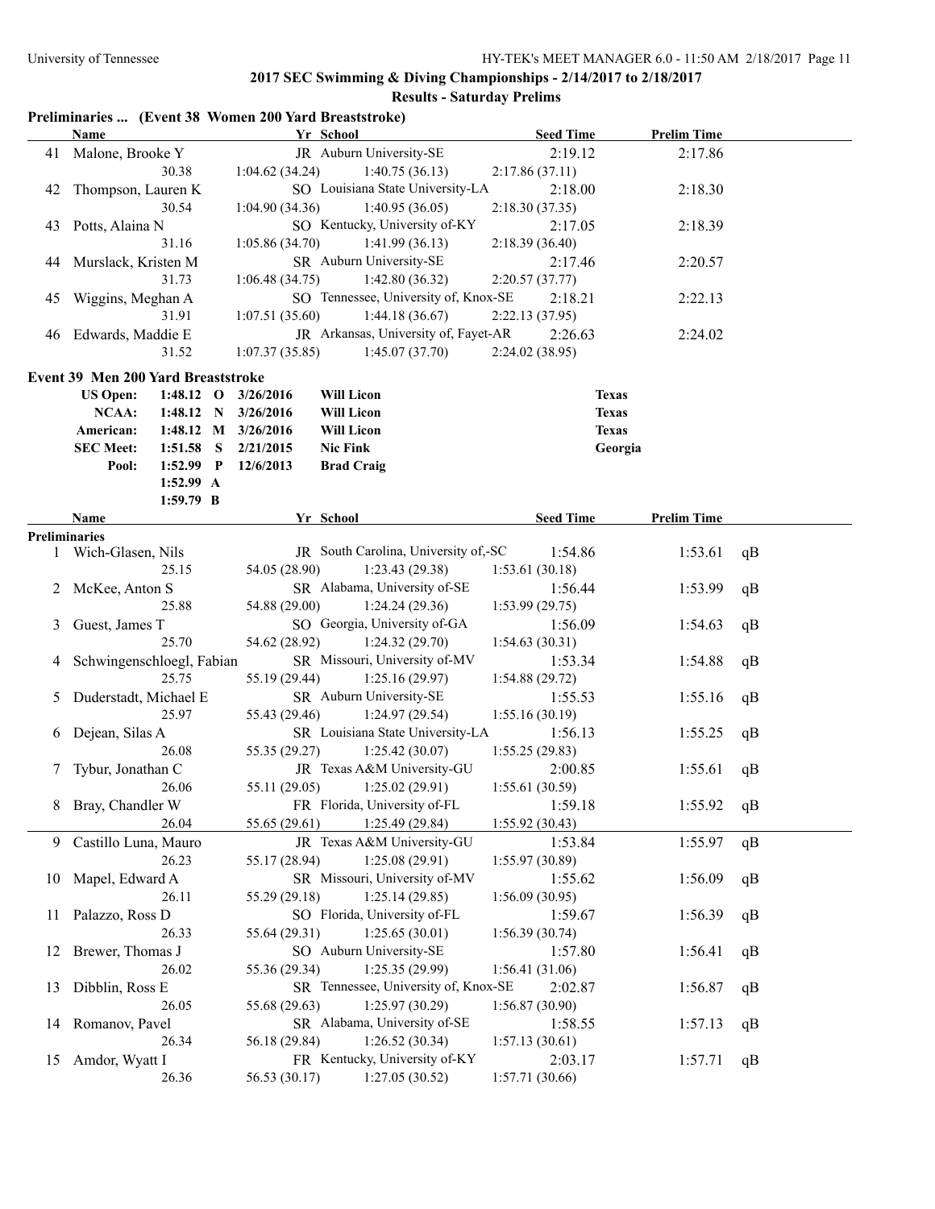## 2017 SEC Swimming & Diving Championships - 2/14/2017 to 2/18/2017

### Results - Saturday Prelims

### Preliminaries ... (Event 38 Women 200 Yard Breaststroke)

| | Name | Yr | School | Seed Time | Prelim Time | |
|---|---|---|---|---|---|---|
| 41 | Malone, Brooke Y | JR | Auburn University-SE | 2:19.12 | 2:17.86 | |
| | 30.38 | 1:04.62 (34.24) | 1:40.75 (36.13) | 2:17.86 (37.11) | | |
| 42 | Thompson, Lauren K | SO | Louisiana State University-LA | 2:18.00 | 2:18.30 | |
| | 30.54 | 1:04.90 (34.36) | 1:40.95 (36.05) | 2:18.30 (37.35) | | |
| 43 | Potts, Alaina N | SO | Kentucky, University of-KY | 2:17.05 | 2:18.39 | |
| | 31.16 | 1:05.86 (34.70) | 1:41.99 (36.13) | 2:18.39 (36.40) | | |
| 44 | Murslack, Kristen M | SR | Auburn University-SE | 2:17.46 | 2:20.57 | |
| | 31.73 | 1:06.48 (34.75) | 1:42.80 (36.32) | 2:20.57 (37.77) | | |
| 45 | Wiggins, Meghan A | SO | Tennessee, University of, Knox-SE | 2:18.21 | 2:22.13 | |
| | 31.91 | 1:07.51 (35.60) | 1:44.18 (36.67) | 2:22.13 (37.95) | | |
| 46 | Edwards, Maddie E | JR | Arkansas, University of, Fayet-AR | 2:26.63 | 2:24.02 | |
| | 31.52 | 1:07.37 (35.85) | 1:45.07 (37.70) | 2:24.02 (38.95) | | |

### Event 39 Men 200 Yard Breaststroke

| Record | Time | | Date | Name | Team |
|---|---|---|---|---|---|
| US Open: | 1:48.12 | O | 3/26/2016 | Will Licon | Texas |
| NCAA: | 1:48.12 | N | 3/26/2016 | Will Licon | Texas |
| American: | 1:48.12 | M | 3/26/2016 | Will Licon | Texas |
| SEC Meet: | 1:51.58 | S | 2/21/2015 | Nic Fink | Georgia |
| Pool: | 1:52.99 | P | 12/6/2013 | Brad Craig | |
| | 1:52.99 | A | | | |
| | 1:59.79 | B | | | |

**Preliminaries**

| | Name | Yr | School | Seed Time | Prelim Time | |
|---|---|---|---|---|---|---|
| 1 | Wich-Glasen, Nils | JR | South Carolina, University of,-SC | 1:54.86 | 1:53.61 | qB |
| | 25.15 | 54.05 (28.90) | 1:23.43 (29.38) | 1:53.61 (30.18) | | |
| 2 | McKee, Anton S | SR | Alabama, University of-SE | 1:56.44 | 1:53.99 | qB |
| | 25.88 | 54.88 (29.00) | 1:24.24 (29.36) | 1:53.99 (29.75) | | |
| 3 | Guest, James T | SO | Georgia, University of-GA | 1:56.09 | 1:54.63 | qB |
| | 25.70 | 54.62 (28.92) | 1:24.32 (29.70) | 1:54.63 (30.31) | | |
| 4 | Schwingenschloegl, Fabian | SR | Missouri, University of-MV | 1:53.34 | 1:54.88 | qB |
| | 25.75 | 55.19 (29.44) | 1:25.16 (29.97) | 1:54.88 (29.72) | | |
| 5 | Duderstadt, Michael E | SR | Auburn University-SE | 1:55.53 | 1:55.16 | qB |
| | 25.97 | 55.43 (29.46) | 1:24.97 (29.54) | 1:55.16 (30.19) | | |
| 6 | Dejean, Silas A | SR | Louisiana State University-LA | 1:56.13 | 1:55.25 | qB |
| | 26.08 | 55.35 (29.27) | 1:25.42 (30.07) | 1:55.25 (29.83) | | |
| 7 | Tybur, Jonathan C | JR | Texas A&M University-GU | 2:00.85 | 1:55.61 | qB |
| | 26.06 | 55.11 (29.05) | 1:25.02 (29.91) | 1:55.61 (30.59) | | |
| 8 | Bray, Chandler W | FR | Florida, University of-FL | 1:59.18 | 1:55.92 | qB |
| | 26.04 | 55.65 (29.61) | 1:25.49 (29.84) | 1:55.92 (30.43) | | |
| 9 | Castillo Luna, Mauro | JR | Texas A&M University-GU | 1:53.84 | 1:55.97 | qB |
| | 26.23 | 55.17 (28.94) | 1:25.08 (29.91) | 1:55.97 (30.89) | | |
| 10 | Mapel, Edward A | SR | Missouri, University of-MV | 1:55.62 | 1:56.09 | qB |
| | 26.11 | 55.29 (29.18) | 1:25.14 (29.85) | 1:56.09 (30.95) | | |
| 11 | Palazzo, Ross D | SO | Florida, University of-FL | 1:59.67 | 1:56.39 | qB |
| | 26.33 | 55.64 (29.31) | 1:25.65 (30.01) | 1:56.39 (30.74) | | |
| 12 | Brewer, Thomas J | SO | Auburn University-SE | 1:57.80 | 1:56.41 | qB |
| | 26.02 | 55.36 (29.34) | 1:25.35 (29.99) | 1:56.41 (31.06) | | |
| 13 | Dibblin, Ross E | SR | Tennessee, University of, Knox-SE | 2:02.87 | 1:56.87 | qB |
| | 26.05 | 55.68 (29.63) | 1:25.97 (30.29) | 1:56.87 (30.90) | | |
| 14 | Romanov, Pavel | SR | Alabama, University of-SE | 1:58.55 | 1:57.13 | qB |
| | 26.34 | 56.18 (29.84) | 1:26.52 (30.34) | 1:57.13 (30.61) | | |
| 15 | Amdor, Wyatt I | FR | Kentucky, University of-KY | 2:03.17 | 1:57.71 | qB |
| | 26.36 | 56.53 (30.17) | 1:27.05 (30.52) | 1:57.71 (30.66) | | |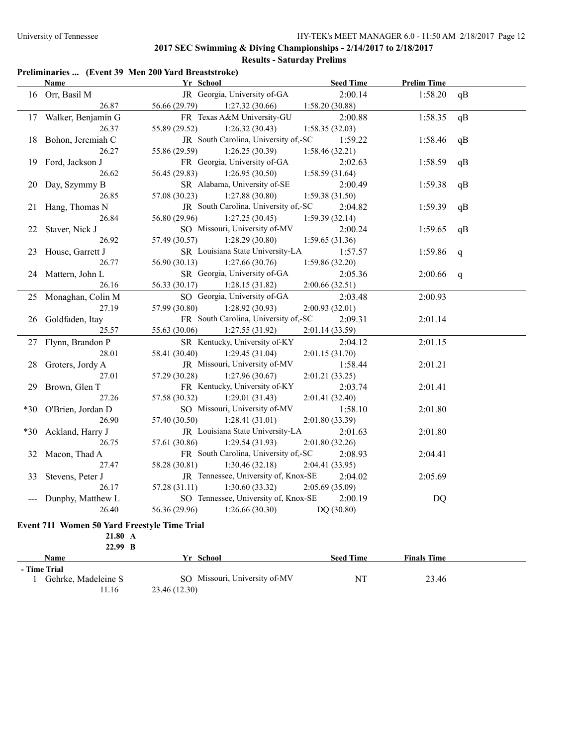## 2017 SEC Swimming & Diving Championships - 2/14/2017 to 2/18/2017

### Results - Saturday Prelims

**Preliminaries ... (Event 39 Men 200 Yard Breaststroke)**

| | Name | Yr | School | Seed Time | Prelim Time | |
|---|---|---|---|---|---|---|
| 16 | Orr, Basil M | JR | Georgia, University of-GA | 2:00.14 | 1:58.20 | qB |
| | 26.87 | 56.66 (29.79) | 1:27.32 (30.66) | 1:58.20 (30.88) | | |
| 17 | Walker, Benjamin G | FR | Texas A&M University-GU | 2:00.88 | 1:58.35 | qB |
| | 26.37 | 55.89 (29.52) | 1:26.32 (30.43) | 1:58.35 (32.03) | | |
| 18 | Bohon, Jeremiah C | JR | South Carolina, University of,-SC | 1:59.22 | 1:58.46 | qB |
| | 26.27 | 55.86 (29.59) | 1:26.25 (30.39) | 1:58.46 (32.21) | | |
| 19 | Ford, Jackson J | FR | Georgia, University of-GA | 2:02.63 | 1:58.59 | qB |
| | 26.62 | 56.45 (29.83) | 1:26.95 (30.50) | 1:58.59 (31.64) | | |
| 20 | Day, Szymmy B | SR | Alabama, University of-SE | 2:00.49 | 1:59.38 | qB |
| | 26.85 | 57.08 (30.23) | 1:27.88 (30.80) | 1:59.38 (31.50) | | |
| 21 | Hang, Thomas N | JR | South Carolina, University of,-SC | 2:04.82 | 1:59.39 | qB |
| | 26.84 | 56.80 (29.96) | 1:27.25 (30.45) | 1:59.39 (32.14) | | |
| 22 | Staver, Nick J | SO | Missouri, University of-MV | 2:00.24 | 1:59.65 | qB |
| | 26.92 | 57.49 (30.57) | 1:28.29 (30.80) | 1:59.65 (31.36) | | |
| 23 | House, Garrett J | SR | Louisiana State University-LA | 1:57.57 | 1:59.86 | q |
| | 26.77 | 56.90 (30.13) | 1:27.66 (30.76) | 1:59.86 (32.20) | | |
| 24 | Mattern, John L | SR | Georgia, University of-GA | 2:05.36 | 2:00.66 | q |
| | 26.16 | 56.33 (30.17) | 1:28.15 (31.82) | 2:00.66 (32.51) | | |
| 25 | Monaghan, Colin M | SO | Georgia, University of-GA | 2:03.48 | 2:00.93 | |
| | 27.19 | 57.99 (30.80) | 1:28.92 (30.93) | 2:00.93 (32.01) | | |
| 26 | Goldfaden, Itay | FR | South Carolina, University of,-SC | 2:09.31 | 2:01.14 | |
| | 25.57 | 55.63 (30.06) | 1:27.55 (31.92) | 2:01.14 (33.59) | | |
| 27 | Flynn, Brandon P | SR | Kentucky, University of-KY | 2:04.12 | 2:01.15 | |
| | 28.01 | 58.41 (30.40) | 1:29.45 (31.04) | 2:01.15 (31.70) | | |
| 28 | Groters, Jordy A | JR | Missouri, University of-MV | 1:58.44 | 2:01.21 | |
| | 27.01 | 57.29 (30.28) | 1:27.96 (30.67) | 2:01.21 (33.25) | | |
| 29 | Brown, Glen T | FR | Kentucky, University of-KY | 2:03.74 | 2:01.41 | |
| | 27.26 | 57.58 (30.32) | 1:29.01 (31.43) | 2:01.41 (32.40) | | |
| *30 | O'Brien, Jordan D | SO | Missouri, University of-MV | 1:58.10 | 2:01.80 | |
| | 26.90 | 57.40 (30.50) | 1:28.41 (31.01) | 2:01.80 (33.39) | | |
| *30 | Ackland, Harry J | JR | Louisiana State University-LA | 2:01.63 | 2:01.80 | |
| | 26.75 | 57.61 (30.86) | 1:29.54 (31.93) | 2:01.80 (32.26) | | |
| 32 | Macon, Thad A | FR | South Carolina, University of,-SC | 2:08.93 | 2:04.41 | |
| | 27.47 | 58.28 (30.81) | 1:30.46 (32.18) | 2:04.41 (33.95) | | |
| 33 | Stevens, Peter J | JR | Tennessee, University of, Knox-SE | 2:04.02 | 2:05.69 | |
| | 26.17 | 57.28 (31.11) | 1:30.60 (33.32) | 2:05.69 (35.09) | | |
| --- | Dunphy, Matthew L | SO | Tennessee, University of, Knox-SE | 2:00.19 | DQ | |
| | 26.40 | 56.36 (29.96) | 1:26.66 (30.30) | DQ (30.80) | | |

**Event 711 Women 50 Yard Freestyle Time Trial**

21.80 A
22.99 B

| | Name | Yr | School | Seed Time | Finals Time |
|---|---|---|---|---|---|
| **- Time Trial** | | | | | |
| 1 | Gehrke, Madeleine S | SO | Missouri, University of-MV | NT | 23.46 |
| | 11.16 | 23.46 (12.30) | | | |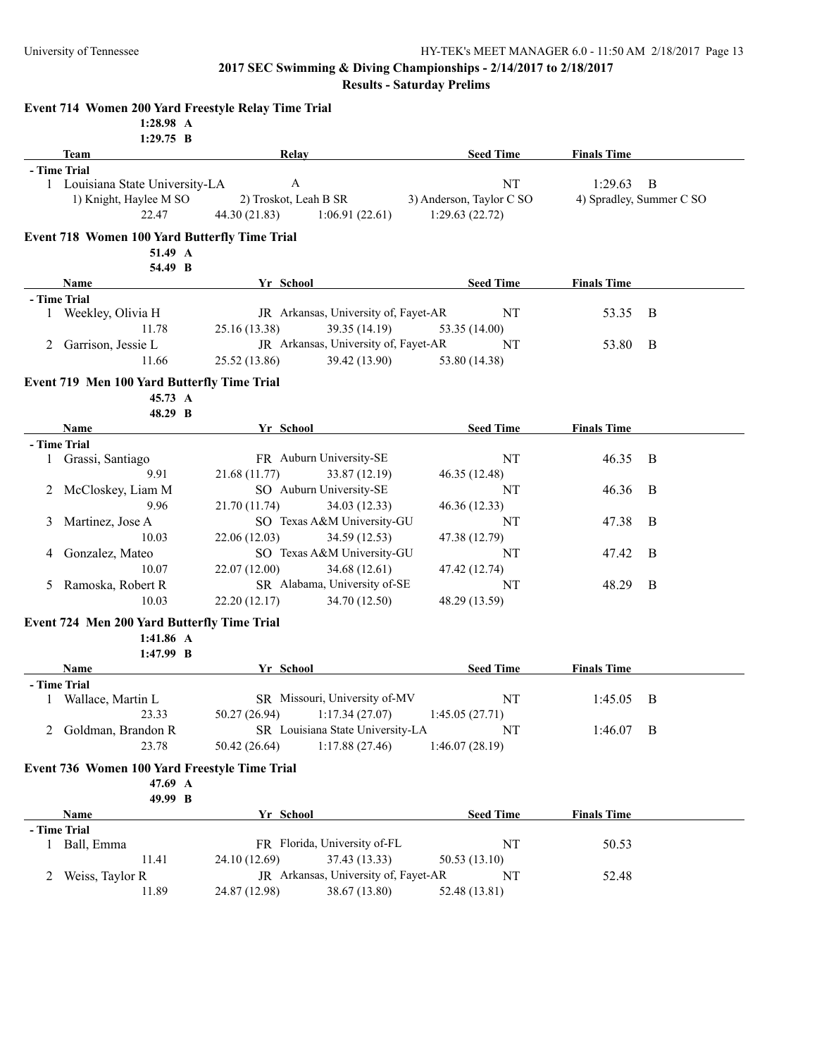## 2017 SEC Swimming & Diving Championships - 2/14/2017 to 2/18/2017

### Results - Saturday Prelims

### Event 714 Women 200 Yard Freestyle Relay Time Trial

1:28.98 A
1:29.75 B

| | Team | Relay | Seed Time | Finals Time | |
|---|---|---|---|---|---|
| **- Time Trial** | | | | | |
| 1 | Louisiana State University-LA | A | NT | 1:29.63 | B |

1) Knight, Haylee M SO 2) Troskot, Leah B SR 3) Anderson, Taylor C SO 4) Spradley, Summer C SO
22.47 44.30 (21.83) 1:06.91 (22.61) 1:29.63 (22.72)

### Event 718 Women 100 Yard Butterfly Time Trial

51.49 A
54.49 B

| | Name | Yr | School | Seed Time | Finals Time | |
|---|---|---|---|---|---|---|
| **- Time Trial** | | | | | | |
| 1 | Weekley, Olivia H | JR | Arkansas, University of, Fayet-AR | NT | 53.35 | B |
| | 11.78 | 25.16 (13.38) | 39.35 (14.19) | 53.35 (14.00) | | |
| 2 | Garrison, Jessie L | JR | Arkansas, University of, Fayet-AR | NT | 53.80 | B |
| | 11.66 | 25.52 (13.86) | 39.42 (13.90) | 53.80 (14.38) | | |

### Event 719 Men 100 Yard Butterfly Time Trial

45.73 A
48.29 B

| | Name | Yr | School | Seed Time | Finals Time | |
|---|---|---|---|---|---|---|
| **- Time Trial** | | | | | | |
| 1 | Grassi, Santiago | FR | Auburn University-SE | NT | 46.35 | B |
| | 9.91 | 21.68 (11.77) | 33.87 (12.19) | 46.35 (12.48) | | |
| 2 | McCloskey, Liam M | SO | Auburn University-SE | NT | 46.36 | B |
| | 9.96 | 21.70 (11.74) | 34.03 (12.33) | 46.36 (12.33) | | |
| 3 | Martinez, Jose A | SO | Texas A&M University-GU | NT | 47.38 | B |
| | 10.03 | 22.06 (12.03) | 34.59 (12.53) | 47.38 (12.79) | | |
| 4 | Gonzalez, Mateo | SO | Texas A&M University-GU | NT | 47.42 | B |
| | 10.07 | 22.07 (12.00) | 34.68 (12.61) | 47.42 (12.74) | | |
| 5 | Ramoska, Robert R | SR | Alabama, University of-SE | NT | 48.29 | B |
| | 10.03 | 22.20 (12.17) | 34.70 (12.50) | 48.29 (13.59) | | |

### Event 724 Men 200 Yard Butterfly Time Trial

1:41.86 A
1:47.99 B

| | Name | Yr | School | Seed Time | Finals Time | |
|---|---|---|---|---|---|---|
| **- Time Trial** | | | | | | |
| 1 | Wallace, Martin L | SR | Missouri, University of-MV | NT | 1:45.05 | B |
| | 23.33 | 50.27 (26.94) | 1:17.34 (27.07) | 1:45.05 (27.71) | | |
| 2 | Goldman, Brandon R | SR | Louisiana State University-LA | NT | 1:46.07 | B |
| | 23.78 | 50.42 (26.64) | 1:17.88 (27.46) | 1:46.07 (28.19) | | |

### Event 736 Women 100 Yard Freestyle Time Trial

47.69 A
49.99 B

| | Name | Yr | School | Seed Time | Finals Time |
|---|---|---|---|---|---|
| **- Time Trial** | | | | | |
| 1 | Ball, Emma | FR | Florida, University of-FL | NT | 50.53 |
| | 11.41 | 24.10 (12.69) | 37.43 (13.33) | 50.53 (13.10) | |
| 2 | Weiss, Taylor R | JR | Arkansas, University of, Fayet-AR | NT | 52.48 |
| | 11.89 | 24.87 (12.98) | 38.67 (13.80) | 52.48 (13.81) | |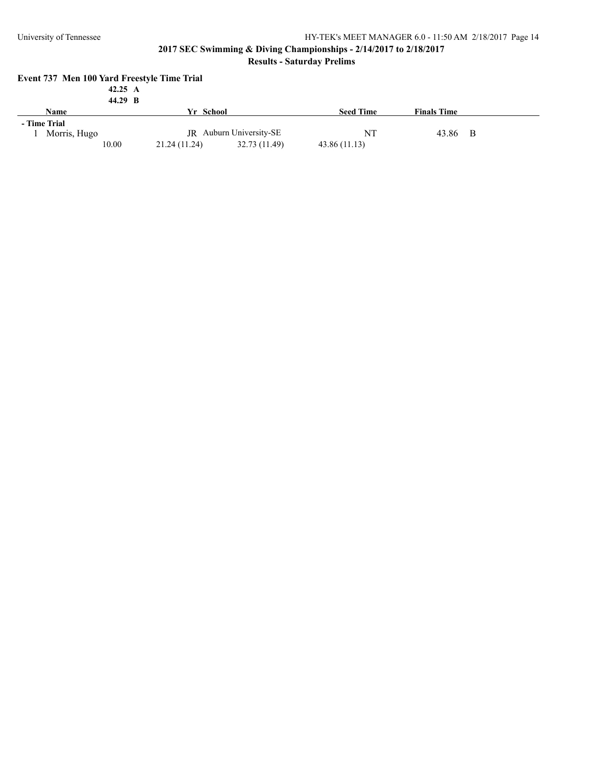**2017 SEC Swimming & Diving Championships - 2/14/2017 to 2/18/2017**

**Results - Saturday Prelims**

### Event 737 Men 100 Yard Freestyle Time Trial

**42.25 A**
**44.29 B**

| Name | Yr | School | Seed Time | Finals Time | |
|---|---|---|---|---|---|
| **- Time Trial** | | | | | |
| 1 Morris, Hugo | JR | Auburn University-SE | NT | 43.86 | B |
| 10.00 | 21.24 (11.24) | 32.73 (11.49) | 43.86 (11.13) | | |